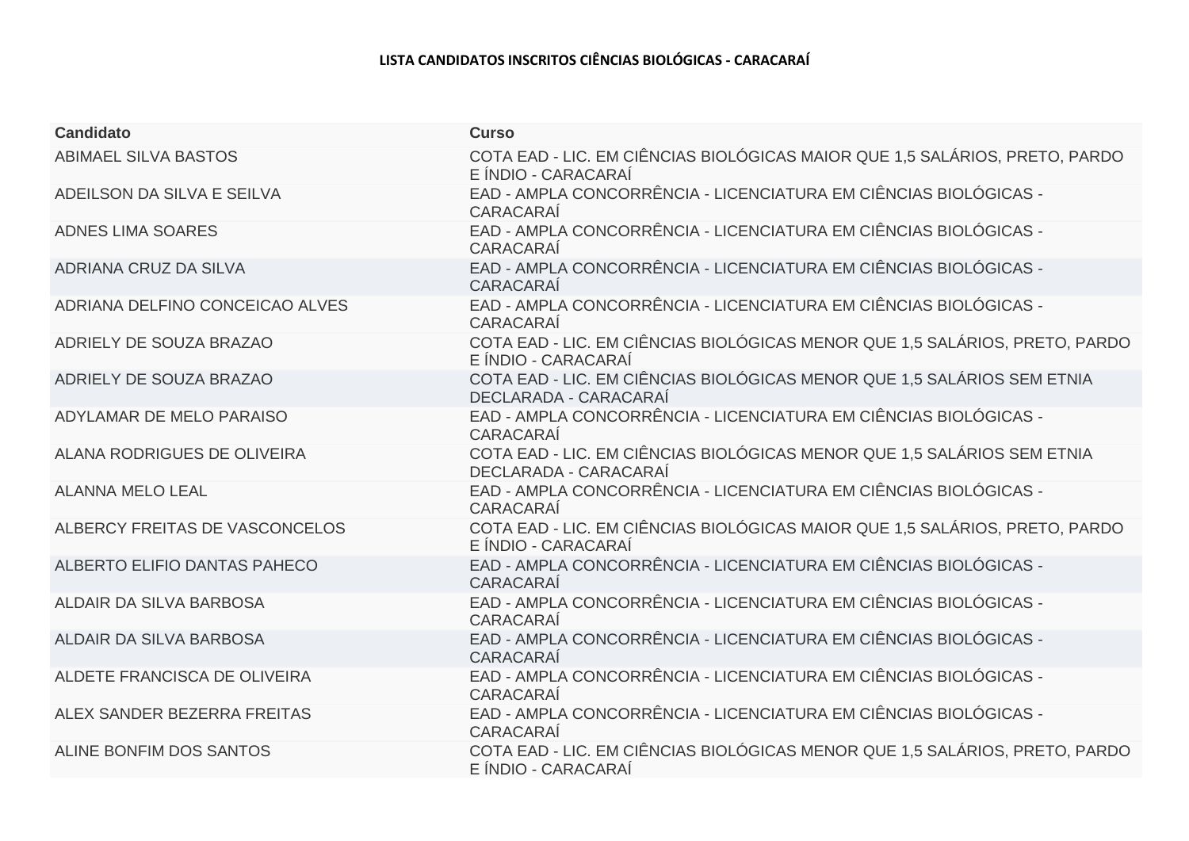**LISTA CANDIDATOS INSCRITOS CIÊNCIAS BIOLÓGICAS - CARACARAÍ**

| Candidato | Curso |
| --- | --- |
| ABIMAEL SILVA BASTOS | COTA EAD - LIC. EM CIÊNCIAS BIOLÓGICAS MAIOR QUE 1,5 SALÁRIOS, PRETO, PARDO E ÍNDIO - CARACARAÍ |
| ADEILSON DA SILVA E SEILVA | EAD - AMPLA CONCORRÊNCIA - LICENCIATURA EM CIÊNCIAS BIOLÓGICAS - CARACARAÍ |
| ADNES LIMA SOARES | EAD - AMPLA CONCORRÊNCIA - LICENCIATURA EM CIÊNCIAS BIOLÓGICAS - CARACARAÍ |
| ADRIANA CRUZ DA SILVA | EAD - AMPLA CONCORRÊNCIA - LICENCIATURA EM CIÊNCIAS BIOLÓGICAS - CARACARAÍ |
| ADRIANA DELFINO CONCEICAO ALVES | EAD - AMPLA CONCORRÊNCIA - LICENCIATURA EM CIÊNCIAS BIOLÓGICAS - CARACARAÍ |
| ADRIELY DE SOUZA BRAZAO | COTA EAD - LIC. EM CIÊNCIAS BIOLÓGICAS MENOR QUE 1,5 SALÁRIOS, PRETO, PARDO E ÍNDIO - CARACARAÍ |
| ADRIELY DE SOUZA BRAZAO | COTA EAD - LIC. EM CIÊNCIAS BIOLÓGICAS MENOR QUE 1,5 SALÁRIOS SEM ETNIA DECLARADA - CARACARAÍ |
| ADYLAMAR DE MELO PARAISO | EAD - AMPLA CONCORRÊNCIA - LICENCIATURA EM CIÊNCIAS BIOLÓGICAS - CARACARAÍ |
| ALANA RODRIGUES DE OLIVEIRA | COTA EAD - LIC. EM CIÊNCIAS BIOLÓGICAS MENOR QUE 1,5 SALÁRIOS SEM ETNIA DECLARADA - CARACARAÍ |
| ALANNA MELO LEAL | EAD - AMPLA CONCORRÊNCIA - LICENCIATURA EM CIÊNCIAS BIOLÓGICAS - CARACARAÍ |
| ALBERCY FREITAS DE VASCONCELOS | COTA EAD - LIC. EM CIÊNCIAS BIOLÓGICAS MAIOR QUE 1,5 SALÁRIOS, PRETO, PARDO E ÍNDIO - CARACARAÍ |
| ALBERTO ELIFIO DANTAS PAHECO | EAD - AMPLA CONCORRÊNCIA - LICENCIATURA EM CIÊNCIAS BIOLÓGICAS - CARACARAÍ |
| ALDAIR DA SILVA BARBOSA | EAD - AMPLA CONCORRÊNCIA - LICENCIATURA EM CIÊNCIAS BIOLÓGICAS - CARACARAÍ |
| ALDAIR DA SILVA BARBOSA | EAD - AMPLA CONCORRÊNCIA - LICENCIATURA EM CIÊNCIAS BIOLÓGICAS - CARACARAÍ |
| ALDETE FRANCISCA DE OLIVEIRA | EAD - AMPLA CONCORRÊNCIA - LICENCIATURA EM CIÊNCIAS BIOLÓGICAS - CARACARAÍ |
| ALEX SANDER BEZERRA FREITAS | EAD - AMPLA CONCORRÊNCIA - LICENCIATURA EM CIÊNCIAS BIOLÓGICAS - CARACARAÍ |
| ALINE BONFIM DOS SANTOS | COTA EAD - LIC. EM CIÊNCIAS BIOLÓGICAS MENOR QUE 1,5 SALÁRIOS, PRETO, PARDO E ÍNDIO - CARACARAÍ |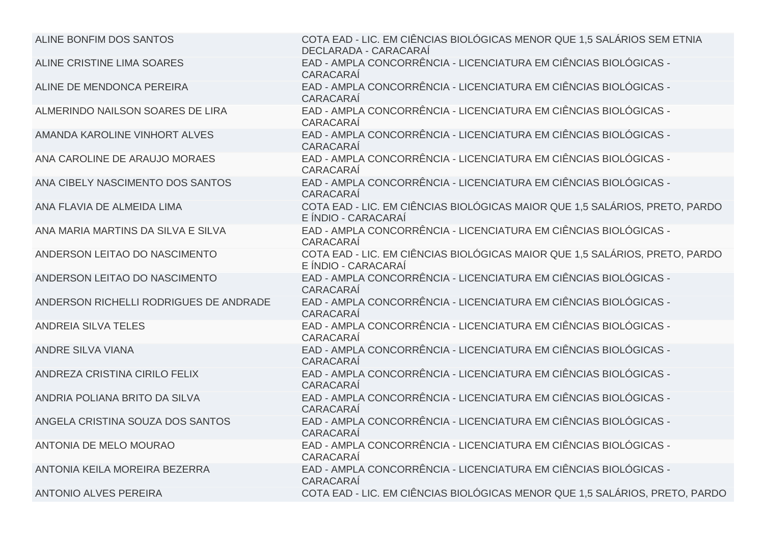| | |
|---|---|
| ALINE BONFIM DOS SANTOS | COTA EAD - LIC. EM CIÊNCIAS BIOLÓGICAS MENOR QUE 1,5 SALÁRIOS SEM ETNIA DECLARADA - CARACARAÍ |
| ALINE CRISTINE LIMA SOARES | EAD - AMPLA CONCORRÊNCIA - LICENCIATURA EM CIÊNCIAS BIOLÓGICAS - CARACARAÍ |
| ALINE DE MENDONCA PEREIRA | EAD - AMPLA CONCORRÊNCIA - LICENCIATURA EM CIÊNCIAS BIOLÓGICAS - CARACARAÍ |
| ALMERINDO NAILSON SOARES DE LIRA | EAD - AMPLA CONCORRÊNCIA - LICENCIATURA EM CIÊNCIAS BIOLÓGICAS - CARACARAÍ |
| AMANDA KAROLINE VINHORT ALVES | EAD - AMPLA CONCORRÊNCIA - LICENCIATURA EM CIÊNCIAS BIOLÓGICAS - CARACARAÍ |
| ANA CAROLINE DE ARAUJO MORAES | EAD - AMPLA CONCORRÊNCIA - LICENCIATURA EM CIÊNCIAS BIOLÓGICAS - CARACARAÍ |
| ANA CIBELY NASCIMENTO DOS SANTOS | EAD - AMPLA CONCORRÊNCIA - LICENCIATURA EM CIÊNCIAS BIOLÓGICAS - CARACARAÍ |
| ANA FLAVIA DE ALMEIDA LIMA | COTA EAD - LIC. EM CIÊNCIAS BIOLÓGICAS MAIOR QUE 1,5 SALÁRIOS, PRETO, PARDO E ÍNDIO - CARACARAÍ |
| ANA MARIA MARTINS DA SILVA E SILVA | EAD - AMPLA CONCORRÊNCIA - LICENCIATURA EM CIÊNCIAS BIOLÓGICAS - CARACARAÍ |
| ANDERSON LEITAO DO NASCIMENTO | COTA EAD - LIC. EM CIÊNCIAS BIOLÓGICAS MAIOR QUE 1,5 SALÁRIOS, PRETO, PARDO E ÍNDIO - CARACARAÍ |
| ANDERSON LEITAO DO NASCIMENTO | EAD - AMPLA CONCORRÊNCIA - LICENCIATURA EM CIÊNCIAS BIOLÓGICAS - CARACARAÍ |
| ANDERSON RICHELLI RODRIGUES DE ANDRADE | EAD - AMPLA CONCORRÊNCIA - LICENCIATURA EM CIÊNCIAS BIOLÓGICAS - CARACARAÍ |
| ANDREIA SILVA TELES | EAD - AMPLA CONCORRÊNCIA - LICENCIATURA EM CIÊNCIAS BIOLÓGICAS - CARACARAÍ |
| ANDRE SILVA VIANA | EAD - AMPLA CONCORRÊNCIA - LICENCIATURA EM CIÊNCIAS BIOLÓGICAS - CARACARAÍ |
| ANDREZA CRISTINA CIRILO FELIX | EAD - AMPLA CONCORRÊNCIA - LICENCIATURA EM CIÊNCIAS BIOLÓGICAS - CARACARAÍ |
| ANDRIA POLIANA BRITO DA SILVA | EAD - AMPLA CONCORRÊNCIA - LICENCIATURA EM CIÊNCIAS BIOLÓGICAS - CARACARAÍ |
| ANGELA CRISTINA SOUZA DOS SANTOS | EAD - AMPLA CONCORRÊNCIA - LICENCIATURA EM CIÊNCIAS BIOLÓGICAS - CARACARAÍ |
| ANTONIA DE MELO MOURAO | EAD - AMPLA CONCORRÊNCIA - LICENCIATURA EM CIÊNCIAS BIOLÓGICAS - CARACARAÍ |
| ANTONIA KEILA MOREIRA BEZERRA | EAD - AMPLA CONCORRÊNCIA - LICENCIATURA EM CIÊNCIAS BIOLÓGICAS - CARACARAÍ |
| ANTONIO ALVES PEREIRA | COTA EAD - LIC. EM CIÊNCIAS BIOLÓGICAS MENOR QUE 1,5 SALÁRIOS, PRETO, PARDO |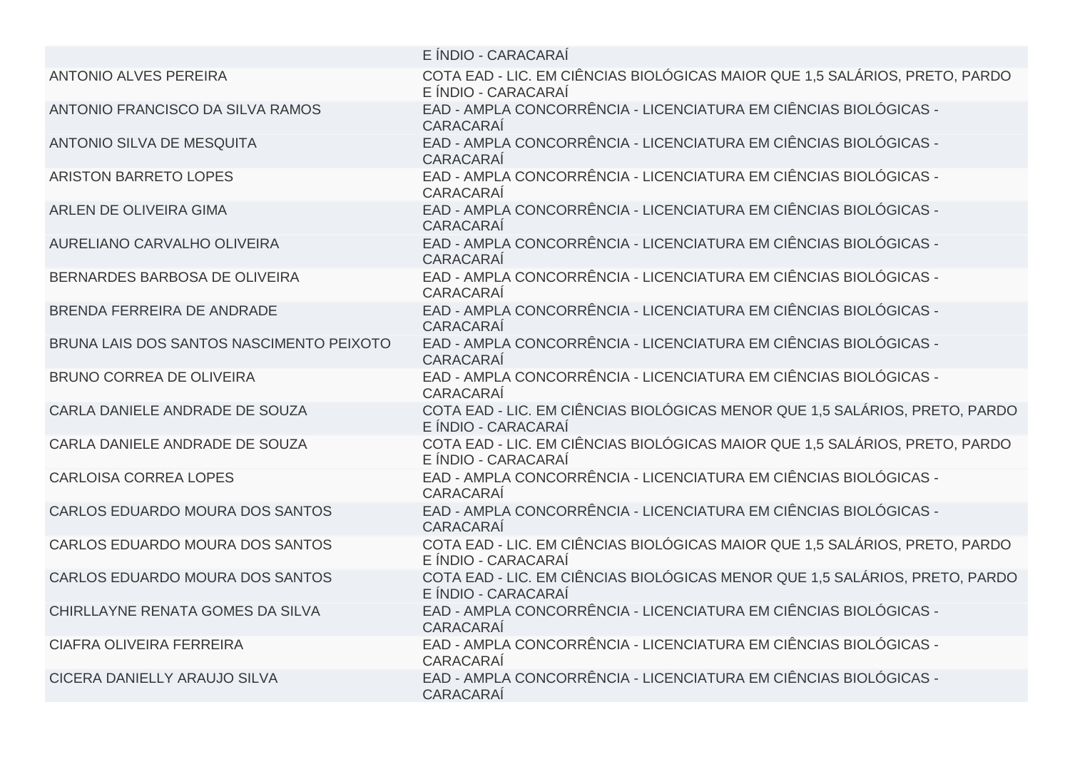| | |
|---|---|
| | E ÍNDIO - CARACARAÍ |
| ANTONIO ALVES PEREIRA | COTA EAD - LIC. EM CIÊNCIAS BIOLÓGICAS MAIOR QUE 1,5 SALÁRIOS, PRETO, PARDO E ÍNDIO - CARACARAÍ |
| ANTONIO FRANCISCO DA SILVA RAMOS | EAD - AMPLA CONCORRÊNCIA - LICENCIATURA EM CIÊNCIAS BIOLÓGICAS - CARACARAÍ |
| ANTONIO SILVA DE MESQUITA | EAD - AMPLA CONCORRÊNCIA - LICENCIATURA EM CIÊNCIAS BIOLÓGICAS - CARACARAÍ |
| ARISTON BARRETO LOPES | EAD - AMPLA CONCORRÊNCIA - LICENCIATURA EM CIÊNCIAS BIOLÓGICAS - CARACARAÍ |
| ARLEN DE OLIVEIRA GIMA | EAD - AMPLA CONCORRÊNCIA - LICENCIATURA EM CIÊNCIAS BIOLÓGICAS - CARACARAÍ |
| AURELIANO CARVALHO OLIVEIRA | EAD - AMPLA CONCORRÊNCIA - LICENCIATURA EM CIÊNCIAS BIOLÓGICAS - CARACARAÍ |
| BERNARDES BARBOSA DE OLIVEIRA | EAD - AMPLA CONCORRÊNCIA - LICENCIATURA EM CIÊNCIAS BIOLÓGICAS - CARACARAÍ |
| BRENDA FERREIRA DE ANDRADE | EAD - AMPLA CONCORRÊNCIA - LICENCIATURA EM CIÊNCIAS BIOLÓGICAS - CARACARAÍ |
| BRUNA LAIS DOS SANTOS NASCIMENTO PEIXOTO | EAD - AMPLA CONCORRÊNCIA - LICENCIATURA EM CIÊNCIAS BIOLÓGICAS - CARACARAÍ |
| BRUNO CORREA DE OLIVEIRA | EAD - AMPLA CONCORRÊNCIA - LICENCIATURA EM CIÊNCIAS BIOLÓGICAS - CARACARAÍ |
| CARLA DANIELE ANDRADE DE SOUZA | COTA EAD - LIC. EM CIÊNCIAS BIOLÓGICAS MENOR QUE 1,5 SALÁRIOS, PRETO, PARDO E ÍNDIO - CARACARAÍ |
| CARLA DANIELE ANDRADE DE SOUZA | COTA EAD - LIC. EM CIÊNCIAS BIOLÓGICAS MAIOR QUE 1,5 SALÁRIOS, PRETO, PARDO E ÍNDIO - CARACARAÍ |
| CARLOISA CORREA LOPES | EAD - AMPLA CONCORRÊNCIA - LICENCIATURA EM CIÊNCIAS BIOLÓGICAS - CARACARAÍ |
| CARLOS EDUARDO MOURA DOS SANTOS | EAD - AMPLA CONCORRÊNCIA - LICENCIATURA EM CIÊNCIAS BIOLÓGICAS - CARACARAÍ |
| CARLOS EDUARDO MOURA DOS SANTOS | COTA EAD - LIC. EM CIÊNCIAS BIOLÓGICAS MAIOR QUE 1,5 SALÁRIOS, PRETO, PARDO E ÍNDIO - CARACARAÍ |
| CARLOS EDUARDO MOURA DOS SANTOS | COTA EAD - LIC. EM CIÊNCIAS BIOLÓGICAS MENOR QUE 1,5 SALÁRIOS, PRETO, PARDO E ÍNDIO - CARACARAÍ |
| CHIRLLAYNE RENATA GOMES DA SILVA | EAD - AMPLA CONCORRÊNCIA - LICENCIATURA EM CIÊNCIAS BIOLÓGICAS - CARACARAÍ |
| CIAFRA OLIVEIRA FERREIRA | EAD - AMPLA CONCORRÊNCIA - LICENCIATURA EM CIÊNCIAS BIOLÓGICAS - CARACARAÍ |
| CICERA DANIELLY ARAUJO SILVA | EAD - AMPLA CONCORRÊNCIA - LICENCIATURA EM CIÊNCIAS BIOLÓGICAS - CARACARAÍ |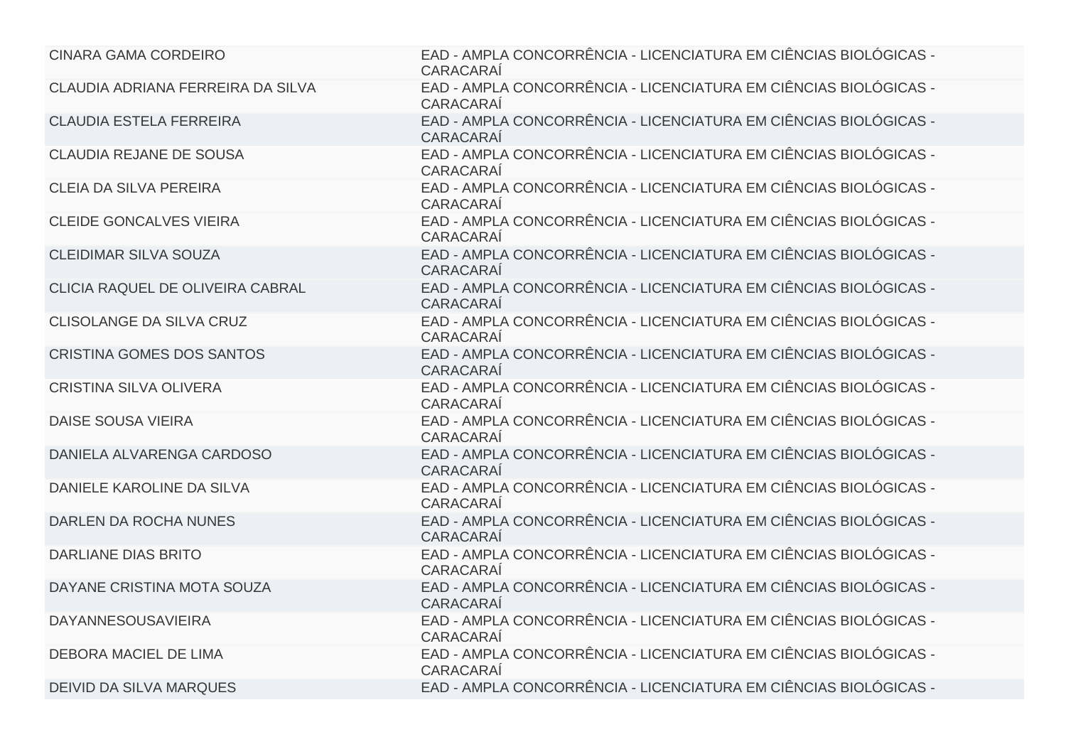| | |
|---|---|
| CINARA GAMA CORDEIRO | EAD - AMPLA CONCORRÊNCIA - LICENCIATURA EM CIÊNCIAS BIOLÓGICAS - CARACARAÍ |
| CLAUDIA ADRIANA FERREIRA DA SILVA | EAD - AMPLA CONCORRÊNCIA - LICENCIATURA EM CIÊNCIAS BIOLÓGICAS - CARACARAÍ |
| CLAUDIA ESTELA FERREIRA | EAD - AMPLA CONCORRÊNCIA - LICENCIATURA EM CIÊNCIAS BIOLÓGICAS - CARACARAÍ |
| CLAUDIA REJANE DE SOUSA | EAD - AMPLA CONCORRÊNCIA - LICENCIATURA EM CIÊNCIAS BIOLÓGICAS - CARACARAÍ |
| CLEIA DA SILVA PEREIRA | EAD - AMPLA CONCORRÊNCIA - LICENCIATURA EM CIÊNCIAS BIOLÓGICAS - CARACARAÍ |
| CLEIDE GONCALVES VIEIRA | EAD - AMPLA CONCORRÊNCIA - LICENCIATURA EM CIÊNCIAS BIOLÓGICAS - CARACARAÍ |
| CLEIDIMAR SILVA SOUZA | EAD - AMPLA CONCORRÊNCIA - LICENCIATURA EM CIÊNCIAS BIOLÓGICAS - CARACARAÍ |
| CLICIA RAQUEL DE OLIVEIRA CABRAL | EAD - AMPLA CONCORRÊNCIA - LICENCIATURA EM CIÊNCIAS BIOLÓGICAS - CARACARAÍ |
| CLISOLANGE DA SILVA CRUZ | EAD - AMPLA CONCORRÊNCIA - LICENCIATURA EM CIÊNCIAS BIOLÓGICAS - CARACARAÍ |
| CRISTINA GOMES DOS SANTOS | EAD - AMPLA CONCORRÊNCIA - LICENCIATURA EM CIÊNCIAS BIOLÓGICAS - CARACARAÍ |
| CRISTINA SILVA OLIVERA | EAD - AMPLA CONCORRÊNCIA - LICENCIATURA EM CIÊNCIAS BIOLÓGICAS - CARACARAÍ |
| DAISE SOUSA VIEIRA | EAD - AMPLA CONCORRÊNCIA - LICENCIATURA EM CIÊNCIAS BIOLÓGICAS - CARACARAÍ |
| DANIELA ALVARENGA CARDOSO | EAD - AMPLA CONCORRÊNCIA - LICENCIATURA EM CIÊNCIAS BIOLÓGICAS - CARACARAÍ |
| DANIELE KAROLINE DA SILVA | EAD - AMPLA CONCORRÊNCIA - LICENCIATURA EM CIÊNCIAS BIOLÓGICAS - CARACARAÍ |
| DARLEN DA ROCHA NUNES | EAD - AMPLA CONCORRÊNCIA - LICENCIATURA EM CIÊNCIAS BIOLÓGICAS - CARACARAÍ |
| DARLIANE DIAS BRITO | EAD - AMPLA CONCORRÊNCIA - LICENCIATURA EM CIÊNCIAS BIOLÓGICAS - CARACARAÍ |
| DAYANE CRISTINA MOTA SOUZA | EAD - AMPLA CONCORRÊNCIA - LICENCIATURA EM CIÊNCIAS BIOLÓGICAS - CARACARAÍ |
| DAYANNESOUSAVIEIRA | EAD - AMPLA CONCORRÊNCIA - LICENCIATURA EM CIÊNCIAS BIOLÓGICAS - CARACARAÍ |
| DEBORA MACIEL DE LIMA | EAD - AMPLA CONCORRÊNCIA - LICENCIATURA EM CIÊNCIAS BIOLÓGICAS - CARACARAÍ |
| DEIVID DA SILVA MARQUES | EAD - AMPLA CONCORRÊNCIA - LICENCIATURA EM CIÊNCIAS BIOLÓGICAS - |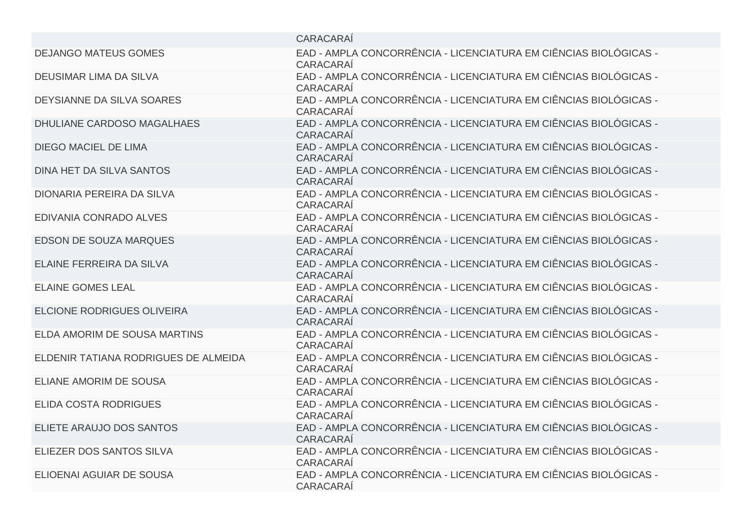| | |
|---|---|
| | CARACARAÍ |
| DEJANGO MATEUS GOMES | EAD - AMPLA CONCORRÊNCIA - LICENCIATURA EM CIÊNCIAS BIOLÓGICAS - CARACARAÍ |
| DEUSIMAR LIMA DA SILVA | EAD - AMPLA CONCORRÊNCIA - LICENCIATURA EM CIÊNCIAS BIOLÓGICAS - CARACARAÍ |
| DEYSIANNE DA SILVA SOARES | EAD - AMPLA CONCORRÊNCIA - LICENCIATURA EM CIÊNCIAS BIOLÓGICAS - CARACARAÍ |
| DHULIANE CARDOSO MAGALHAES | EAD - AMPLA CONCORRÊNCIA - LICENCIATURA EM CIÊNCIAS BIOLÓGICAS - CARACARAÍ |
| DIEGO MACIEL DE LIMA | EAD - AMPLA CONCORRÊNCIA - LICENCIATURA EM CIÊNCIAS BIOLÓGICAS - CARACARAÍ |
| DINA HET DA SILVA SANTOS | EAD - AMPLA CONCORRÊNCIA - LICENCIATURA EM CIÊNCIAS BIOLÓGICAS - CARACARAÍ |
| DIONARIA PEREIRA DA SILVA | EAD - AMPLA CONCORRÊNCIA - LICENCIATURA EM CIÊNCIAS BIOLÓGICAS - CARACARAÍ |
| EDIVANIA CONRADO ALVES | EAD - AMPLA CONCORRÊNCIA - LICENCIATURA EM CIÊNCIAS BIOLÓGICAS - CARACARAÍ |
| EDSON DE SOUZA MARQUES | EAD - AMPLA CONCORRÊNCIA - LICENCIATURA EM CIÊNCIAS BIOLÓGICAS - CARACARAÍ |
| ELAINE FERREIRA DA SILVA | EAD - AMPLA CONCORRÊNCIA - LICENCIATURA EM CIÊNCIAS BIOLÓGICAS - CARACARAÍ |
| ELAINE GOMES LEAL | EAD - AMPLA CONCORRÊNCIA - LICENCIATURA EM CIÊNCIAS BIOLÓGICAS - CARACARAÍ |
| ELCIONE RODRIGUES OLIVEIRA | EAD - AMPLA CONCORRÊNCIA - LICENCIATURA EM CIÊNCIAS BIOLÓGICAS - CARACARAÍ |
| ELDA AMORIM DE SOUSA MARTINS | EAD - AMPLA CONCORRÊNCIA - LICENCIATURA EM CIÊNCIAS BIOLÓGICAS - CARACARAÍ |
| ELDENIR TATIANA RODRIGUES DE ALMEIDA | EAD - AMPLA CONCORRÊNCIA - LICENCIATURA EM CIÊNCIAS BIOLÓGICAS - CARACARAÍ |
| ELIANE AMORIM DE SOUSA | EAD - AMPLA CONCORRÊNCIA - LICENCIATURA EM CIÊNCIAS BIOLÓGICAS - CARACARAÍ |
| ELIDA COSTA RODRIGUES | EAD - AMPLA CONCORRÊNCIA - LICENCIATURA EM CIÊNCIAS BIOLÓGICAS - CARACARAÍ |
| ELIETE ARAUJO DOS SANTOS | EAD - AMPLA CONCORRÊNCIA - LICENCIATURA EM CIÊNCIAS BIOLÓGICAS - CARACARAÍ |
| ELIEZER DOS SANTOS SILVA | EAD - AMPLA CONCORRÊNCIA - LICENCIATURA EM CIÊNCIAS BIOLÓGICAS - CARACARAÍ |
| ELIOENAI AGUIAR DE SOUSA | EAD - AMPLA CONCORRÊNCIA - LICENCIATURA EM CIÊNCIAS BIOLÓGICAS - CARACARAÍ |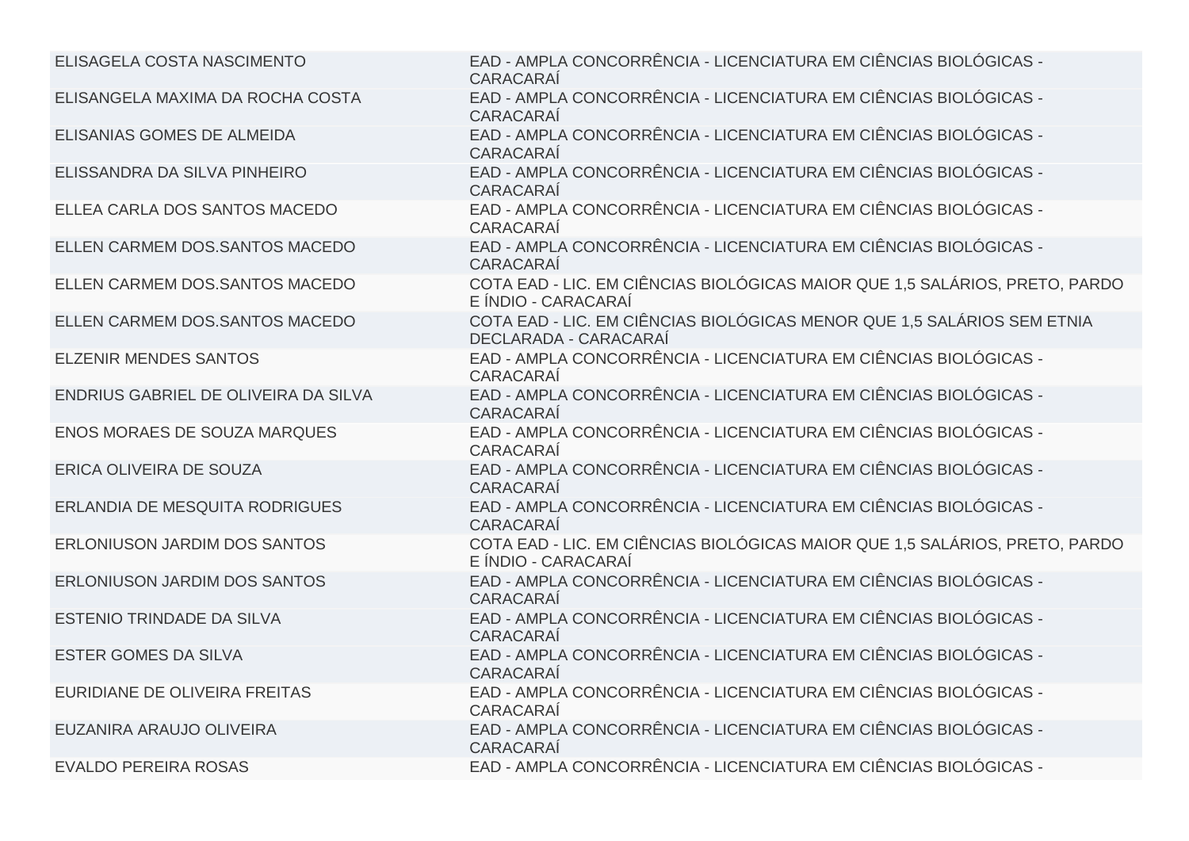| | |
|---|---|
| ELISAGELA COSTA NASCIMENTO | EAD - AMPLA CONCORRÊNCIA - LICENCIATURA EM CIÊNCIAS BIOLÓGICAS - CARACARAÍ |
| ELISANGELA MAXIMA DA ROCHA COSTA | EAD - AMPLA CONCORRÊNCIA - LICENCIATURA EM CIÊNCIAS BIOLÓGICAS - CARACARAÍ |
| ELISANIAS GOMES DE ALMEIDA | EAD - AMPLA CONCORRÊNCIA - LICENCIATURA EM CIÊNCIAS BIOLÓGICAS - CARACARAÍ |
| ELISSANDRA DA SILVA PINHEIRO | EAD - AMPLA CONCORRÊNCIA - LICENCIATURA EM CIÊNCIAS BIOLÓGICAS - CARACARAÍ |
| ELLEA CARLA DOS SANTOS MACEDO | EAD - AMPLA CONCORRÊNCIA - LICENCIATURA EM CIÊNCIAS BIOLÓGICAS - CARACARAÍ |
| ELLEN CARMEM DOS.SANTOS MACEDO | EAD - AMPLA CONCORRÊNCIA - LICENCIATURA EM CIÊNCIAS BIOLÓGICAS - CARACARAÍ |
| ELLEN CARMEM DOS.SANTOS MACEDO | COTA EAD - LIC. EM CIÊNCIAS BIOLÓGICAS MAIOR QUE 1,5 SALÁRIOS, PRETO, PARDO E ÍNDIO - CARACARAÍ |
| ELLEN CARMEM DOS.SANTOS MACEDO | COTA EAD - LIC. EM CIÊNCIAS BIOLÓGICAS MENOR QUE 1,5 SALÁRIOS SEM ETNIA DECLARADA - CARACARAÍ |
| ELZENIR MENDES SANTOS | EAD - AMPLA CONCORRÊNCIA - LICENCIATURA EM CIÊNCIAS BIOLÓGICAS - CARACARAÍ |
| ENDRIUS GABRIEL DE OLIVEIRA DA SILVA | EAD - AMPLA CONCORRÊNCIA - LICENCIATURA EM CIÊNCIAS BIOLÓGICAS - CARACARAÍ |
| ENOS MORAES DE SOUZA MARQUES | EAD - AMPLA CONCORRÊNCIA - LICENCIATURA EM CIÊNCIAS BIOLÓGICAS - CARACARAÍ |
| ERICA OLIVEIRA DE SOUZA | EAD - AMPLA CONCORRÊNCIA - LICENCIATURA EM CIÊNCIAS BIOLÓGICAS - CARACARAÍ |
| ERLANDIA DE MESQUITA RODRIGUES | EAD - AMPLA CONCORRÊNCIA - LICENCIATURA EM CIÊNCIAS BIOLÓGICAS - CARACARAÍ |
| ERLONIUSON JARDIM DOS SANTOS | COTA EAD - LIC. EM CIÊNCIAS BIOLÓGICAS MAIOR QUE 1,5 SALÁRIOS, PRETO, PARDO E ÍNDIO - CARACARAÍ |
| ERLONIUSON JARDIM DOS SANTOS | EAD - AMPLA CONCORRÊNCIA - LICENCIATURA EM CIÊNCIAS BIOLÓGICAS - CARACARAÍ |
| ESTENIO TRINDADE DA SILVA | EAD - AMPLA CONCORRÊNCIA - LICENCIATURA EM CIÊNCIAS BIOLÓGICAS - CARACARAÍ |
| ESTER GOMES DA SILVA | EAD - AMPLA CONCORRÊNCIA - LICENCIATURA EM CIÊNCIAS BIOLÓGICAS - CARACARAÍ |
| EURIDIANE DE OLIVEIRA FREITAS | EAD - AMPLA CONCORRÊNCIA - LICENCIATURA EM CIÊNCIAS BIOLÓGICAS - CARACARAÍ |
| EUZANIRA ARAUJO OLIVEIRA | EAD - AMPLA CONCORRÊNCIA - LICENCIATURA EM CIÊNCIAS BIOLÓGICAS - CARACARAÍ |
| EVALDO PEREIRA ROSAS | EAD - AMPLA CONCORRÊNCIA - LICENCIATURA EM CIÊNCIAS BIOLÓGICAS - |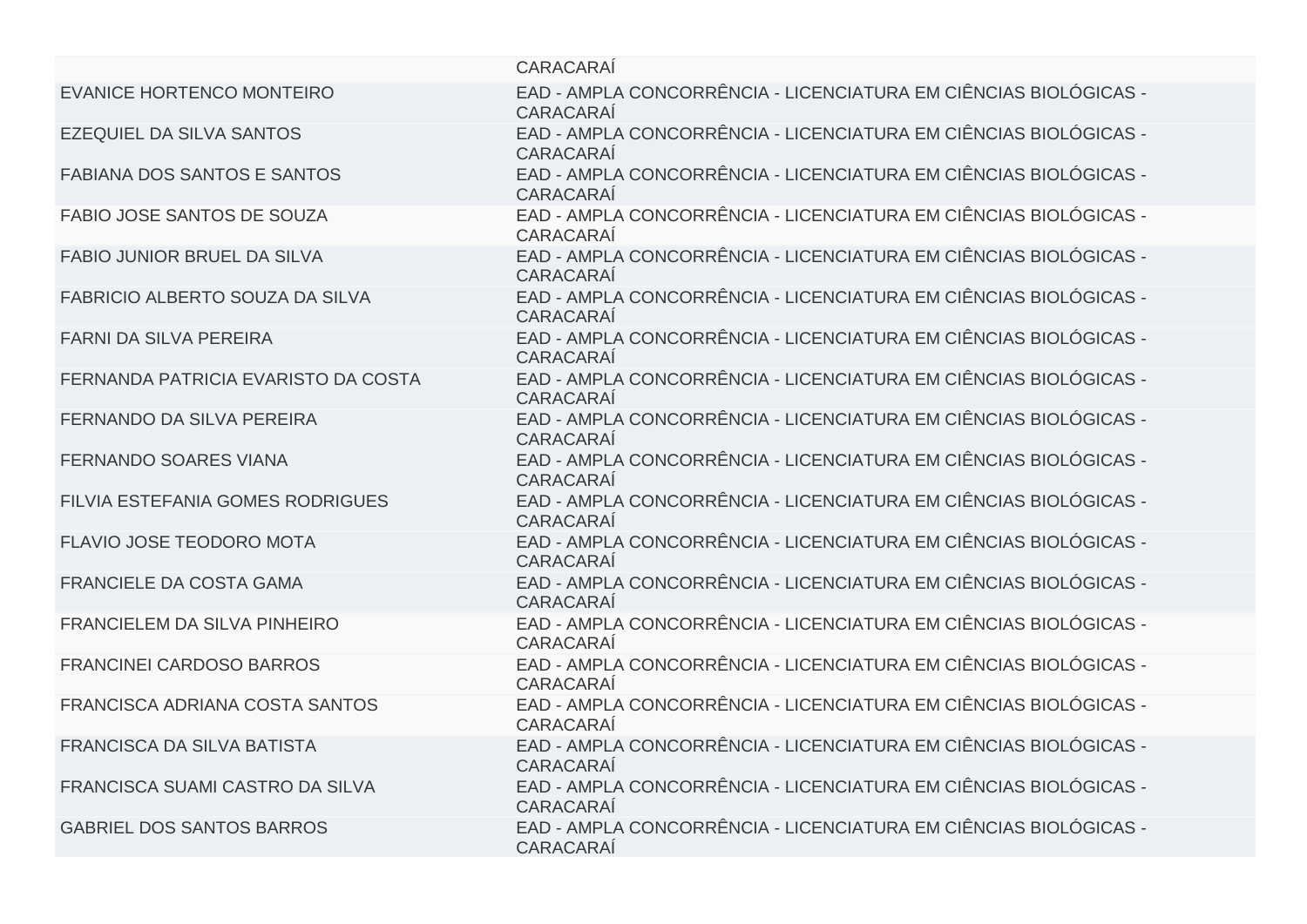| | |
|---|---|
| | CARACARAÍ |
| EVANICE HORTENCO MONTEIRO | EAD - AMPLA CONCORRÊNCIA - LICENCIATURA EM CIÊNCIAS BIOLÓGICAS - CARACARAÍ |
| EZEQUIEL DA SILVA SANTOS | EAD - AMPLA CONCORRÊNCIA - LICENCIATURA EM CIÊNCIAS BIOLÓGICAS - CARACARAÍ |
| FABIANA DOS SANTOS E SANTOS | EAD - AMPLA CONCORRÊNCIA - LICENCIATURA EM CIÊNCIAS BIOLÓGICAS - CARACARAÍ |
| FABIO JOSE SANTOS DE SOUZA | EAD - AMPLA CONCORRÊNCIA - LICENCIATURA EM CIÊNCIAS BIOLÓGICAS - CARACARAÍ |
| FABIO JUNIOR BRUEL DA SILVA | EAD - AMPLA CONCORRÊNCIA - LICENCIATURA EM CIÊNCIAS BIOLÓGICAS - CARACARAÍ |
| FABRICIO ALBERTO SOUZA DA SILVA | EAD - AMPLA CONCORRÊNCIA - LICENCIATURA EM CIÊNCIAS BIOLÓGICAS - CARACARAÍ |
| FARNI DA SILVA PEREIRA | EAD - AMPLA CONCORRÊNCIA - LICENCIATURA EM CIÊNCIAS BIOLÓGICAS - CARACARAÍ |
| FERNANDA PATRICIA EVARISTO DA COSTA | EAD - AMPLA CONCORRÊNCIA - LICENCIATURA EM CIÊNCIAS BIOLÓGICAS - CARACARAÍ |
| FERNANDO DA SILVA PEREIRA | EAD - AMPLA CONCORRÊNCIA - LICENCIATURA EM CIÊNCIAS BIOLÓGICAS - CARACARAÍ |
| FERNANDO SOARES VIANA | EAD - AMPLA CONCORRÊNCIA - LICENCIATURA EM CIÊNCIAS BIOLÓGICAS - CARACARAÍ |
| FILVIA ESTEFANIA GOMES RODRIGUES | EAD - AMPLA CONCORRÊNCIA - LICENCIATURA EM CIÊNCIAS BIOLÓGICAS - CARACARAÍ |
| FLAVIO JOSE TEODORO MOTA | EAD - AMPLA CONCORRÊNCIA - LICENCIATURA EM CIÊNCIAS BIOLÓGICAS - CARACARAÍ |
| FRANCIELE DA COSTA GAMA | EAD - AMPLA CONCORRÊNCIA - LICENCIATURA EM CIÊNCIAS BIOLÓGICAS - CARACARAÍ |
| FRANCIELEM DA SILVA PINHEIRO | EAD - AMPLA CONCORRÊNCIA - LICENCIATURA EM CIÊNCIAS BIOLÓGICAS - CARACARAÍ |
| FRANCINEI CARDOSO BARROS | EAD - AMPLA CONCORRÊNCIA - LICENCIATURA EM CIÊNCIAS BIOLÓGICAS - CARACARAÍ |
| FRANCISCA ADRIANA COSTA SANTOS | EAD - AMPLA CONCORRÊNCIA - LICENCIATURA EM CIÊNCIAS BIOLÓGICAS - CARACARAÍ |
| FRANCISCA DA SILVA BATISTA | EAD - AMPLA CONCORRÊNCIA - LICENCIATURA EM CIÊNCIAS BIOLÓGICAS - CARACARAÍ |
| FRANCISCA SUAMI CASTRO DA SILVA | EAD - AMPLA CONCORRÊNCIA - LICENCIATURA EM CIÊNCIAS BIOLÓGICAS - CARACARAÍ |
| GABRIEL DOS SANTOS BARROS | EAD - AMPLA CONCORRÊNCIA - LICENCIATURA EM CIÊNCIAS BIOLÓGICAS - CARACARAÍ |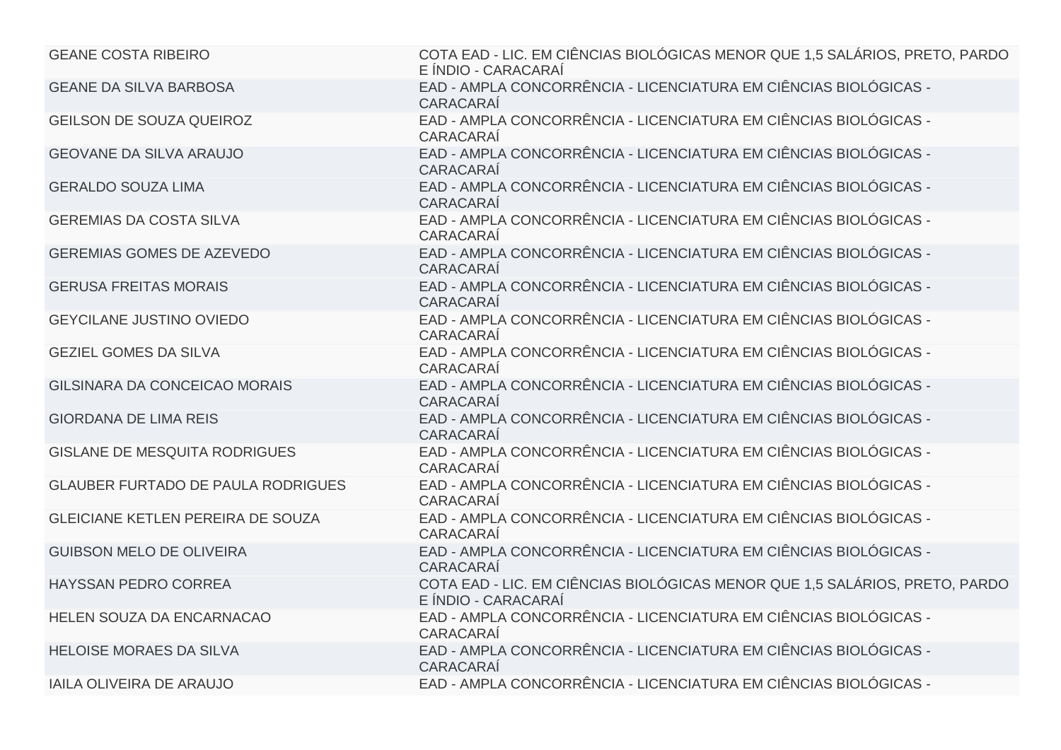| | |
|---|---|
| GEANE COSTA RIBEIRO | COTA EAD - LIC. EM CIÊNCIAS BIOLÓGICAS MENOR QUE 1,5 SALÁRIOS, PRETO, PARDO E ÍNDIO - CARACARAÍ |
| GEANE DA SILVA BARBOSA | EAD - AMPLA CONCORRÊNCIA - LICENCIATURA EM CIÊNCIAS BIOLÓGICAS - CARACARAÍ |
| GEILSON DE SOUZA QUEIROZ | EAD - AMPLA CONCORRÊNCIA - LICENCIATURA EM CIÊNCIAS BIOLÓGICAS - CARACARAÍ |
| GEOVANE DA SILVA ARAUJO | EAD - AMPLA CONCORRÊNCIA - LICENCIATURA EM CIÊNCIAS BIOLÓGICAS - CARACARAÍ |
| GERALDO SOUZA LIMA | EAD - AMPLA CONCORRÊNCIA - LICENCIATURA EM CIÊNCIAS BIOLÓGICAS - CARACARAÍ |
| GEREMIAS DA COSTA SILVA | EAD - AMPLA CONCORRÊNCIA - LICENCIATURA EM CIÊNCIAS BIOLÓGICAS - CARACARAÍ |
| GEREMIAS GOMES DE AZEVEDO | EAD - AMPLA CONCORRÊNCIA - LICENCIATURA EM CIÊNCIAS BIOLÓGICAS - CARACARAÍ |
| GERUSA FREITAS MORAIS | EAD - AMPLA CONCORRÊNCIA - LICENCIATURA EM CIÊNCIAS BIOLÓGICAS - CARACARAÍ |
| GEYCILANE JUSTINO OVIEDO | EAD - AMPLA CONCORRÊNCIA - LICENCIATURA EM CIÊNCIAS BIOLÓGICAS - CARACARAÍ |
| GEZIEL GOMES DA SILVA | EAD - AMPLA CONCORRÊNCIA - LICENCIATURA EM CIÊNCIAS BIOLÓGICAS - CARACARAÍ |
| GILSINARA DA CONCEICAO MORAIS | EAD - AMPLA CONCORRÊNCIA - LICENCIATURA EM CIÊNCIAS BIOLÓGICAS - CARACARAÍ |
| GIORDANA DE LIMA REIS | EAD - AMPLA CONCORRÊNCIA - LICENCIATURA EM CIÊNCIAS BIOLÓGICAS - CARACARAÍ |
| GISLANE DE MESQUITA RODRIGUES | EAD - AMPLA CONCORRÊNCIA - LICENCIATURA EM CIÊNCIAS BIOLÓGICAS - CARACARAÍ |
| GLAUBER FURTADO DE PAULA RODRIGUES | EAD - AMPLA CONCORRÊNCIA - LICENCIATURA EM CIÊNCIAS BIOLÓGICAS - CARACARAÍ |
| GLEICIANE KETLEN PEREIRA DE SOUZA | EAD - AMPLA CONCORRÊNCIA - LICENCIATURA EM CIÊNCIAS BIOLÓGICAS - CARACARAÍ |
| GUIBSON MELO DE OLIVEIRA | EAD - AMPLA CONCORRÊNCIA - LICENCIATURA EM CIÊNCIAS BIOLÓGICAS - CARACARAÍ |
| HAYSSAN PEDRO CORREA | COTA EAD - LIC. EM CIÊNCIAS BIOLÓGICAS MENOR QUE 1,5 SALÁRIOS, PRETO, PARDO E ÍNDIO - CARACARAÍ |
| HELEN SOUZA DA ENCARNACAO | EAD - AMPLA CONCORRÊNCIA - LICENCIATURA EM CIÊNCIAS BIOLÓGICAS - CARACARAÍ |
| HELOISE MORAES DA SILVA | EAD - AMPLA CONCORRÊNCIA - LICENCIATURA EM CIÊNCIAS BIOLÓGICAS - CARACARAÍ |
| IAILA OLIVEIRA DE ARAUJO | EAD - AMPLA CONCORRÊNCIA - LICENCIATURA EM CIÊNCIAS BIOLÓGICAS - |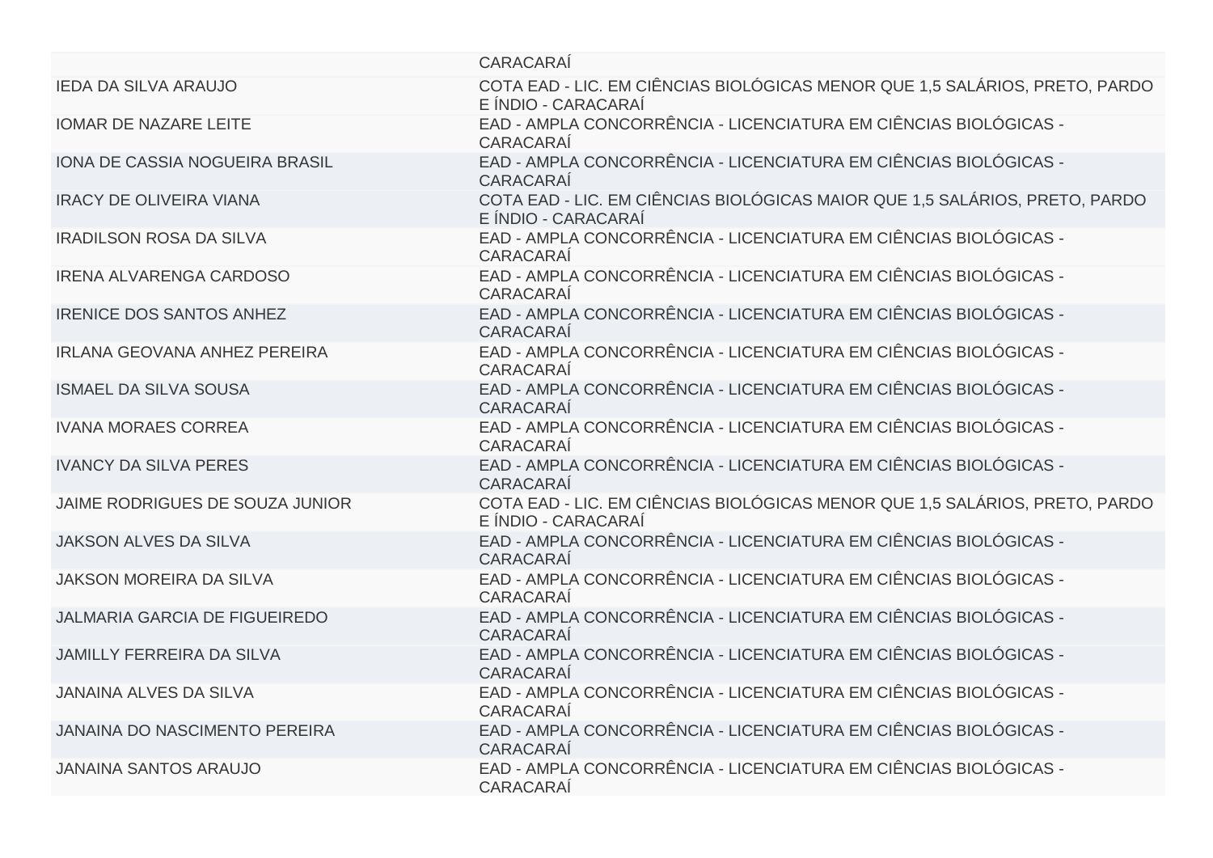| | |
|---|---|
| | CARACARAÍ |
| IEDA DA SILVA ARAUJO | COTA EAD - LIC. EM CIÊNCIAS BIOLÓGICAS MENOR QUE 1,5 SALÁRIOS, PRETO, PARDO E ÍNDIO - CARACARAÍ |
| IOMAR DE NAZARE LEITE | EAD - AMPLA CONCORRÊNCIA - LICENCIATURA EM CIÊNCIAS BIOLÓGICAS - CARACARAÍ |
| IONA DE CASSIA NOGUEIRA BRASIL | EAD - AMPLA CONCORRÊNCIA - LICENCIATURA EM CIÊNCIAS BIOLÓGICAS - CARACARAÍ |
| IRACY DE OLIVEIRA VIANA | COTA EAD - LIC. EM CIÊNCIAS BIOLÓGICAS MAIOR QUE 1,5 SALÁRIOS, PRETO, PARDO E ÍNDIO - CARACARAÍ |
| IRADILSON ROSA DA SILVA | EAD - AMPLA CONCORRÊNCIA - LICENCIATURA EM CIÊNCIAS BIOLÓGICAS - CARACARAÍ |
| IRENA ALVARENGA CARDOSO | EAD - AMPLA CONCORRÊNCIA - LICENCIATURA EM CIÊNCIAS BIOLÓGICAS - CARACARAÍ |
| IRENICE DOS SANTOS ANHEZ | EAD - AMPLA CONCORRÊNCIA - LICENCIATURA EM CIÊNCIAS BIOLÓGICAS - CARACARAÍ |
| IRLANA GEOVANA ANHEZ PEREIRA | EAD - AMPLA CONCORRÊNCIA - LICENCIATURA EM CIÊNCIAS BIOLÓGICAS - CARACARAÍ |
| ISMAEL DA SILVA SOUSA | EAD - AMPLA CONCORRÊNCIA - LICENCIATURA EM CIÊNCIAS BIOLÓGICAS - CARACARAÍ |
| IVANA MORAES CORREA | EAD - AMPLA CONCORRÊNCIA - LICENCIATURA EM CIÊNCIAS BIOLÓGICAS - CARACARAÍ |
| IVANCY DA SILVA PERES | EAD - AMPLA CONCORRÊNCIA - LICENCIATURA EM CIÊNCIAS BIOLÓGICAS - CARACARAÍ |
| JAIME RODRIGUES DE SOUZA JUNIOR | COTA EAD - LIC. EM CIÊNCIAS BIOLÓGICAS MENOR QUE 1,5 SALÁRIOS, PRETO, PARDO E ÍNDIO - CARACARAÍ |
| JAKSON ALVES DA SILVA | EAD - AMPLA CONCORRÊNCIA - LICENCIATURA EM CIÊNCIAS BIOLÓGICAS - CARACARAÍ |
| JAKSON MOREIRA DA SILVA | EAD - AMPLA CONCORRÊNCIA - LICENCIATURA EM CIÊNCIAS BIOLÓGICAS - CARACARAÍ |
| JALMARIA GARCIA DE FIGUEIREDO | EAD - AMPLA CONCORRÊNCIA - LICENCIATURA EM CIÊNCIAS BIOLÓGICAS - CARACARAÍ |
| JAMILLY FERREIRA DA SILVA | EAD - AMPLA CONCORRÊNCIA - LICENCIATURA EM CIÊNCIAS BIOLÓGICAS - CARACARAÍ |
| JANAINA ALVES DA SILVA | EAD - AMPLA CONCORRÊNCIA - LICENCIATURA EM CIÊNCIAS BIOLÓGICAS - CARACARAÍ |
| JANAINA DO NASCIMENTO PEREIRA | EAD - AMPLA CONCORRÊNCIA - LICENCIATURA EM CIÊNCIAS BIOLÓGICAS - CARACARAÍ |
| JANAINA SANTOS ARAUJO | EAD - AMPLA CONCORRÊNCIA - LICENCIATURA EM CIÊNCIAS BIOLÓGICAS - CARACARAÍ |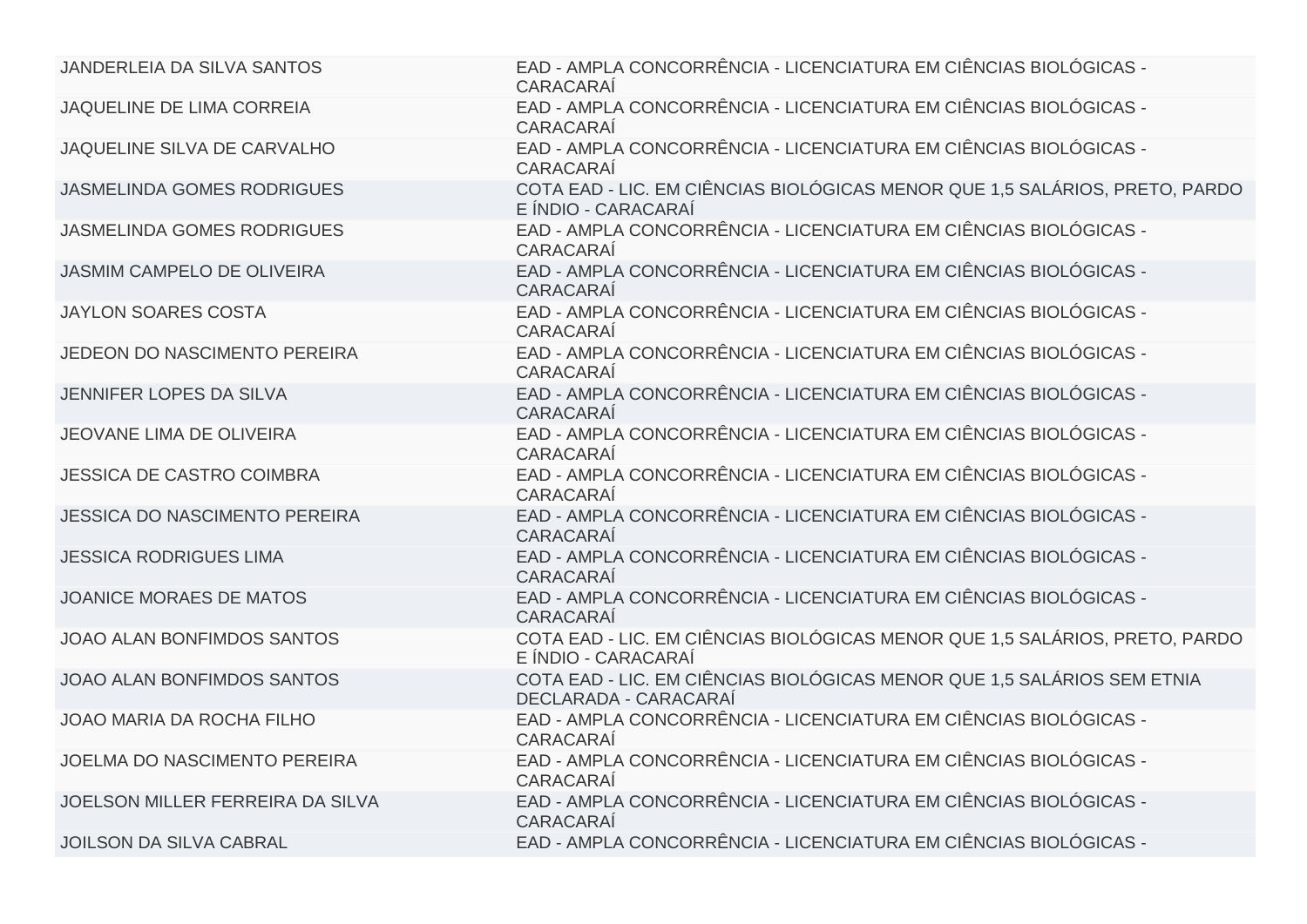| | |
|---|---|
| JANDERLEIA DA SILVA SANTOS | EAD - AMPLA CONCORRÊNCIA - LICENCIATURA EM CIÊNCIAS BIOLÓGICAS - CARACARAÍ |
| JAQUELINE DE LIMA CORREIA | EAD - AMPLA CONCORRÊNCIA - LICENCIATURA EM CIÊNCIAS BIOLÓGICAS - CARACARAÍ |
| JAQUELINE SILVA DE CARVALHO | EAD - AMPLA CONCORRÊNCIA - LICENCIATURA EM CIÊNCIAS BIOLÓGICAS - CARACARAÍ |
| JASMELINDA GOMES RODRIGUES | COTA EAD - LIC. EM CIÊNCIAS BIOLÓGICAS MENOR QUE 1,5 SALÁRIOS, PRETO, PARDO E ÍNDIO - CARACARAÍ |
| JASMELINDA GOMES RODRIGUES | EAD - AMPLA CONCORRÊNCIA - LICENCIATURA EM CIÊNCIAS BIOLÓGICAS - CARACARAÍ |
| JASMIM CAMPELO DE OLIVEIRA | EAD - AMPLA CONCORRÊNCIA - LICENCIATURA EM CIÊNCIAS BIOLÓGICAS - CARACARAÍ |
| JAYLON SOARES COSTA | EAD - AMPLA CONCORRÊNCIA - LICENCIATURA EM CIÊNCIAS BIOLÓGICAS - CARACARAÍ |
| JEDEON DO NASCIMENTO PEREIRA | EAD - AMPLA CONCORRÊNCIA - LICENCIATURA EM CIÊNCIAS BIOLÓGICAS - CARACARAÍ |
| JENNIFER LOPES DA SILVA | EAD - AMPLA CONCORRÊNCIA - LICENCIATURA EM CIÊNCIAS BIOLÓGICAS - CARACARAÍ |
| JEOVANE LIMA DE OLIVEIRA | EAD - AMPLA CONCORRÊNCIA - LICENCIATURA EM CIÊNCIAS BIOLÓGICAS - CARACARAÍ |
| JESSICA DE CASTRO COIMBRA | EAD - AMPLA CONCORRÊNCIA - LICENCIATURA EM CIÊNCIAS BIOLÓGICAS - CARACARAÍ |
| JESSICA DO NASCIMENTO PEREIRA | EAD - AMPLA CONCORRÊNCIA - LICENCIATURA EM CIÊNCIAS BIOLÓGICAS - CARACARAÍ |
| JESSICA RODRIGUES LIMA | EAD - AMPLA CONCORRÊNCIA - LICENCIATURA EM CIÊNCIAS BIOLÓGICAS - CARACARAÍ |
| JOANICE MORAES DE MATOS | EAD - AMPLA CONCORRÊNCIA - LICENCIATURA EM CIÊNCIAS BIOLÓGICAS - CARACARAÍ |
| JOAO ALAN BONFIMDOS SANTOS | COTA EAD - LIC. EM CIÊNCIAS BIOLÓGICAS MENOR QUE 1,5 SALÁRIOS, PRETO, PARDO E ÍNDIO - CARACARAÍ |
| JOAO ALAN BONFIMDOS SANTOS | COTA EAD - LIC. EM CIÊNCIAS BIOLÓGICAS MENOR QUE 1,5 SALÁRIOS SEM ETNIA DECLARADA - CARACARAÍ |
| JOAO MARIA DA ROCHA FILHO | EAD - AMPLA CONCORRÊNCIA - LICENCIATURA EM CIÊNCIAS BIOLÓGICAS - CARACARAÍ |
| JOELMA DO NASCIMENTO PEREIRA | EAD - AMPLA CONCORRÊNCIA - LICENCIATURA EM CIÊNCIAS BIOLÓGICAS - CARACARAÍ |
| JOELSON MILLER FERREIRA DA SILVA | EAD - AMPLA CONCORRÊNCIA - LICENCIATURA EM CIÊNCIAS BIOLÓGICAS - CARACARAÍ |
| JOILSON DA SILVA CABRAL | EAD - AMPLA CONCORRÊNCIA - LICENCIATURA EM CIÊNCIAS BIOLÓGICAS - |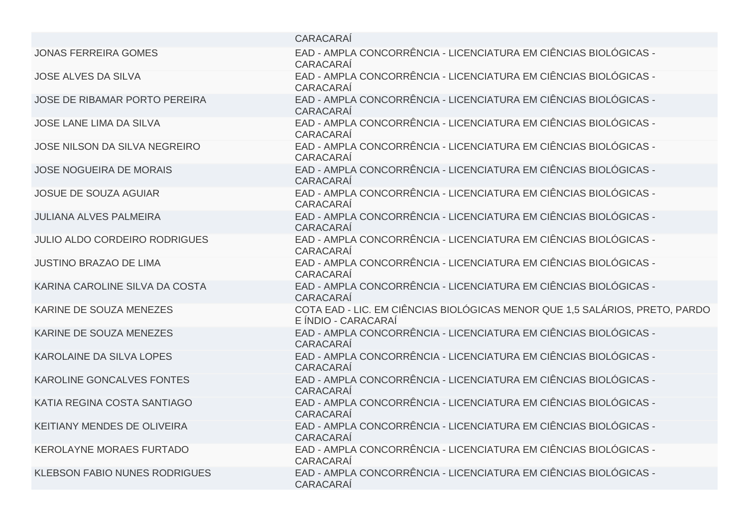|  |  |
| --- | --- |
|  | CARACARAÍ |
| JONAS FERREIRA GOMES | EAD - AMPLA CONCORRÊNCIA - LICENCIATURA EM CIÊNCIAS BIOLÓGICAS - CARACARAÍ |
| JOSE ALVES DA SILVA | EAD - AMPLA CONCORRÊNCIA - LICENCIATURA EM CIÊNCIAS BIOLÓGICAS - CARACARAÍ |
| JOSE DE RIBAMAR PORTO PEREIRA | EAD - AMPLA CONCORRÊNCIA - LICENCIATURA EM CIÊNCIAS BIOLÓGICAS - CARACARAÍ |
| JOSE LANE LIMA DA SILVA | EAD - AMPLA CONCORRÊNCIA - LICENCIATURA EM CIÊNCIAS BIOLÓGICAS - CARACARAÍ |
| JOSE NILSON DA SILVA NEGREIRO | EAD - AMPLA CONCORRÊNCIA - LICENCIATURA EM CIÊNCIAS BIOLÓGICAS - CARACARAÍ |
| JOSE NOGUEIRA DE MORAIS | EAD - AMPLA CONCORRÊNCIA - LICENCIATURA EM CIÊNCIAS BIOLÓGICAS - CARACARAÍ |
| JOSUE DE SOUZA AGUIAR | EAD - AMPLA CONCORRÊNCIA - LICENCIATURA EM CIÊNCIAS BIOLÓGICAS - CARACARAÍ |
| JULIANA ALVES PALMEIRA | EAD - AMPLA CONCORRÊNCIA - LICENCIATURA EM CIÊNCIAS BIOLÓGICAS - CARACARAÍ |
| JULIO ALDO CORDEIRO RODRIGUES | EAD - AMPLA CONCORRÊNCIA - LICENCIATURA EM CIÊNCIAS BIOLÓGICAS - CARACARAÍ |
| JUSTINO BRAZAO DE LIMA | EAD - AMPLA CONCORRÊNCIA - LICENCIATURA EM CIÊNCIAS BIOLÓGICAS - CARACARAÍ |
| KARINA CAROLINE SILVA DA COSTA | EAD - AMPLA CONCORRÊNCIA - LICENCIATURA EM CIÊNCIAS BIOLÓGICAS - CARACARAÍ |
| KARINE DE SOUZA MENEZES | COTA EAD - LIC. EM CIÊNCIAS BIOLÓGICAS MENOR QUE 1,5 SALÁRIOS, PRETO, PARDO E ÍNDIO - CARACARAÍ |
| KARINE DE SOUZA MENEZES | EAD - AMPLA CONCORRÊNCIA - LICENCIATURA EM CIÊNCIAS BIOLÓGICAS - CARACARAÍ |
| KAROLAINE DA SILVA LOPES | EAD - AMPLA CONCORRÊNCIA - LICENCIATURA EM CIÊNCIAS BIOLÓGICAS - CARACARAÍ |
| KAROLINE GONCALVES FONTES | EAD - AMPLA CONCORRÊNCIA - LICENCIATURA EM CIÊNCIAS BIOLÓGICAS - CARACARAÍ |
| KATIA REGINA COSTA SANTIAGO | EAD - AMPLA CONCORRÊNCIA - LICENCIATURA EM CIÊNCIAS BIOLÓGICAS - CARACARAÍ |
| KEITIANY MENDES DE OLIVEIRA | EAD - AMPLA CONCORRÊNCIA - LICENCIATURA EM CIÊNCIAS BIOLÓGICAS - CARACARAÍ |
| KEROLAYNE MORAES FURTADO | EAD - AMPLA CONCORRÊNCIA - LICENCIATURA EM CIÊNCIAS BIOLÓGICAS - CARACARAÍ |
| KLEBSON FABIO NUNES RODRIGUES | EAD - AMPLA CONCORRÊNCIA - LICENCIATURA EM CIÊNCIAS BIOLÓGICAS - CARACARAÍ |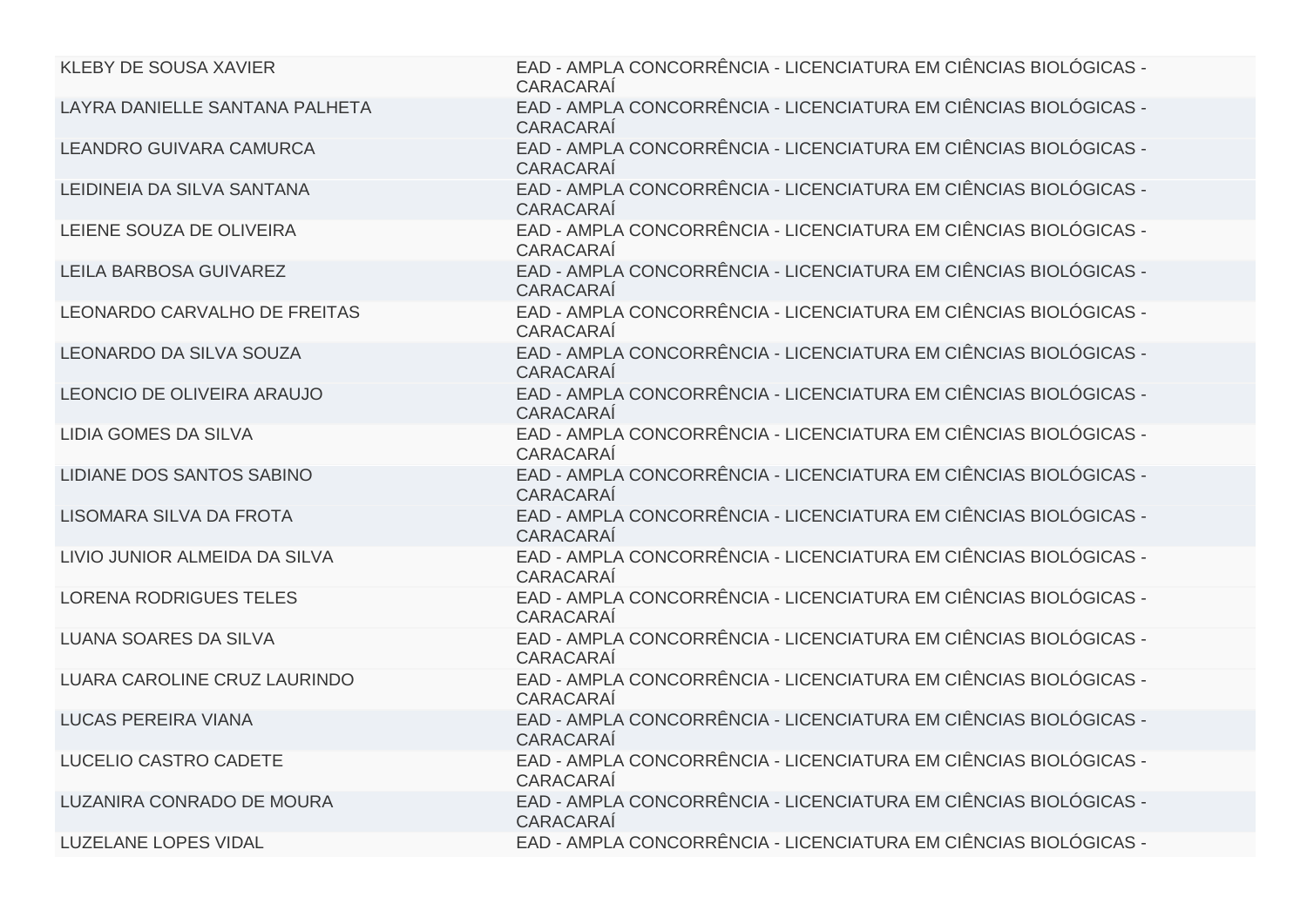| | |
|---|---|
| KLEBY DE SOUSA XAVIER | EAD - AMPLA CONCORRÊNCIA - LICENCIATURA EM CIÊNCIAS BIOLÓGICAS - CARACARAÍ |
| LAYRA DANIELLE SANTANA PALHETA | EAD - AMPLA CONCORRÊNCIA - LICENCIATURA EM CIÊNCIAS BIOLÓGICAS - CARACARAÍ |
| LEANDRO GUIVARA CAMURCA | EAD - AMPLA CONCORRÊNCIA - LICENCIATURA EM CIÊNCIAS BIOLÓGICAS - CARACARAÍ |
| LEIDINEIA DA SILVA SANTANA | EAD - AMPLA CONCORRÊNCIA - LICENCIATURA EM CIÊNCIAS BIOLÓGICAS - CARACARAÍ |
| LEIENE SOUZA DE OLIVEIRA | EAD - AMPLA CONCORRÊNCIA - LICENCIATURA EM CIÊNCIAS BIOLÓGICAS - CARACARAÍ |
| LEILA BARBOSA GUIVAREZ | EAD - AMPLA CONCORRÊNCIA - LICENCIATURA EM CIÊNCIAS BIOLÓGICAS - CARACARAÍ |
| LEONARDO CARVALHO DE FREITAS | EAD - AMPLA CONCORRÊNCIA - LICENCIATURA EM CIÊNCIAS BIOLÓGICAS - CARACARAÍ |
| LEONARDO DA SILVA SOUZA | EAD - AMPLA CONCORRÊNCIA - LICENCIATURA EM CIÊNCIAS BIOLÓGICAS - CARACARAÍ |
| LEONCIO DE OLIVEIRA ARAUJO | EAD - AMPLA CONCORRÊNCIA - LICENCIATURA EM CIÊNCIAS BIOLÓGICAS - CARACARAÍ |
| LIDIA GOMES DA SILVA | EAD - AMPLA CONCORRÊNCIA - LICENCIATURA EM CIÊNCIAS BIOLÓGICAS - CARACARAÍ |
| LIDIANE DOS SANTOS SABINO | EAD - AMPLA CONCORRÊNCIA - LICENCIATURA EM CIÊNCIAS BIOLÓGICAS - CARACARAÍ |
| LISOMARA SILVA DA FROTA | EAD - AMPLA CONCORRÊNCIA - LICENCIATURA EM CIÊNCIAS BIOLÓGICAS - CARACARAÍ |
| LIVIO JUNIOR ALMEIDA DA SILVA | EAD - AMPLA CONCORRÊNCIA - LICENCIATURA EM CIÊNCIAS BIOLÓGICAS - CARACARAÍ |
| LORENA RODRIGUES TELES | EAD - AMPLA CONCORRÊNCIA - LICENCIATURA EM CIÊNCIAS BIOLÓGICAS - CARACARAÍ |
| LUANA SOARES DA SILVA | EAD - AMPLA CONCORRÊNCIA - LICENCIATURA EM CIÊNCIAS BIOLÓGICAS - CARACARAÍ |
| LUARA CAROLINE CRUZ LAURINDO | EAD - AMPLA CONCORRÊNCIA - LICENCIATURA EM CIÊNCIAS BIOLÓGICAS - CARACARAÍ |
| LUCAS PEREIRA VIANA | EAD - AMPLA CONCORRÊNCIA - LICENCIATURA EM CIÊNCIAS BIOLÓGICAS - CARACARAÍ |
| LUCELIO CASTRO CADETE | EAD - AMPLA CONCORRÊNCIA - LICENCIATURA EM CIÊNCIAS BIOLÓGICAS - CARACARAÍ |
| LUZANIRA CONRADO DE MOURA | EAD - AMPLA CONCORRÊNCIA - LICENCIATURA EM CIÊNCIAS BIOLÓGICAS - CARACARAÍ |
| LUZELANE LOPES VIDAL | EAD - AMPLA CONCORRÊNCIA - LICENCIATURA EM CIÊNCIAS BIOLÓGICAS - |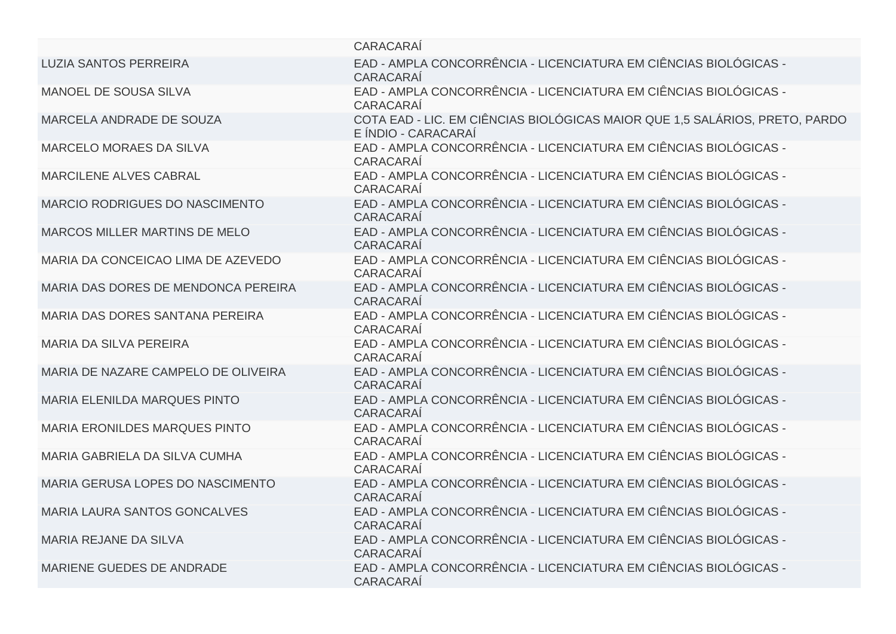| | |
|---|---|
| | CARACARAÍ |
| LUZIA SANTOS PERREIRA | EAD - AMPLA CONCORRÊNCIA - LICENCIATURA EM CIÊNCIAS BIOLÓGICAS - CARACARAÍ |
| MANOEL DE SOUSA SILVA | EAD - AMPLA CONCORRÊNCIA - LICENCIATURA EM CIÊNCIAS BIOLÓGICAS - CARACARAÍ |
| MARCELA ANDRADE DE SOUZA | COTA EAD - LIC. EM CIÊNCIAS BIOLÓGICAS MAIOR QUE 1,5 SALÁRIOS, PRETO, PARDO E ÍNDIO - CARACARAÍ |
| MARCELO MORAES DA SILVA | EAD - AMPLA CONCORRÊNCIA - LICENCIATURA EM CIÊNCIAS BIOLÓGICAS - CARACARAÍ |
| MARCILENE ALVES CABRAL | EAD - AMPLA CONCORRÊNCIA - LICENCIATURA EM CIÊNCIAS BIOLÓGICAS - CARACARAÍ |
| MARCIO RODRIGUES DO NASCIMENTO | EAD - AMPLA CONCORRÊNCIA - LICENCIATURA EM CIÊNCIAS BIOLÓGICAS - CARACARAÍ |
| MARCOS MILLER MARTINS DE MELO | EAD - AMPLA CONCORRÊNCIA - LICENCIATURA EM CIÊNCIAS BIOLÓGICAS - CARACARAÍ |
| MARIA DA CONCEICAO LIMA DE AZEVEDO | EAD - AMPLA CONCORRÊNCIA - LICENCIATURA EM CIÊNCIAS BIOLÓGICAS - CARACARAÍ |
| MARIA DAS DORES DE MENDONCA PEREIRA | EAD - AMPLA CONCORRÊNCIA - LICENCIATURA EM CIÊNCIAS BIOLÓGICAS - CARACARAÍ |
| MARIA DAS DORES SANTANA PEREIRA | EAD - AMPLA CONCORRÊNCIA - LICENCIATURA EM CIÊNCIAS BIOLÓGICAS - CARACARAÍ |
| MARIA DA SILVA PEREIRA | EAD - AMPLA CONCORRÊNCIA - LICENCIATURA EM CIÊNCIAS BIOLÓGICAS - CARACARAÍ |
| MARIA DE NAZARE CAMPELO DE OLIVEIRA | EAD - AMPLA CONCORRÊNCIA - LICENCIATURA EM CIÊNCIAS BIOLÓGICAS - CARACARAÍ |
| MARIA ELENILDA MARQUES PINTO | EAD - AMPLA CONCORRÊNCIA - LICENCIATURA EM CIÊNCIAS BIOLÓGICAS - CARACARAÍ |
| MARIA ERONILDES MARQUES PINTO | EAD - AMPLA CONCORRÊNCIA - LICENCIATURA EM CIÊNCIAS BIOLÓGICAS - CARACARAÍ |
| MARIA GABRIELA DA SILVA CUMHA | EAD - AMPLA CONCORRÊNCIA - LICENCIATURA EM CIÊNCIAS BIOLÓGICAS - CARACARAÍ |
| MARIA GERUSA LOPES DO NASCIMENTO | EAD - AMPLA CONCORRÊNCIA - LICENCIATURA EM CIÊNCIAS BIOLÓGICAS - CARACARAÍ |
| MARIA LAURA SANTOS GONCALVES | EAD - AMPLA CONCORRÊNCIA - LICENCIATURA EM CIÊNCIAS BIOLÓGICAS - CARACARAÍ |
| MARIA REJANE DA SILVA | EAD - AMPLA CONCORRÊNCIA - LICENCIATURA EM CIÊNCIAS BIOLÓGICAS - CARACARAÍ |
| MARIENE GUEDES DE ANDRADE | EAD - AMPLA CONCORRÊNCIA - LICENCIATURA EM CIÊNCIAS BIOLÓGICAS - CARACARAÍ |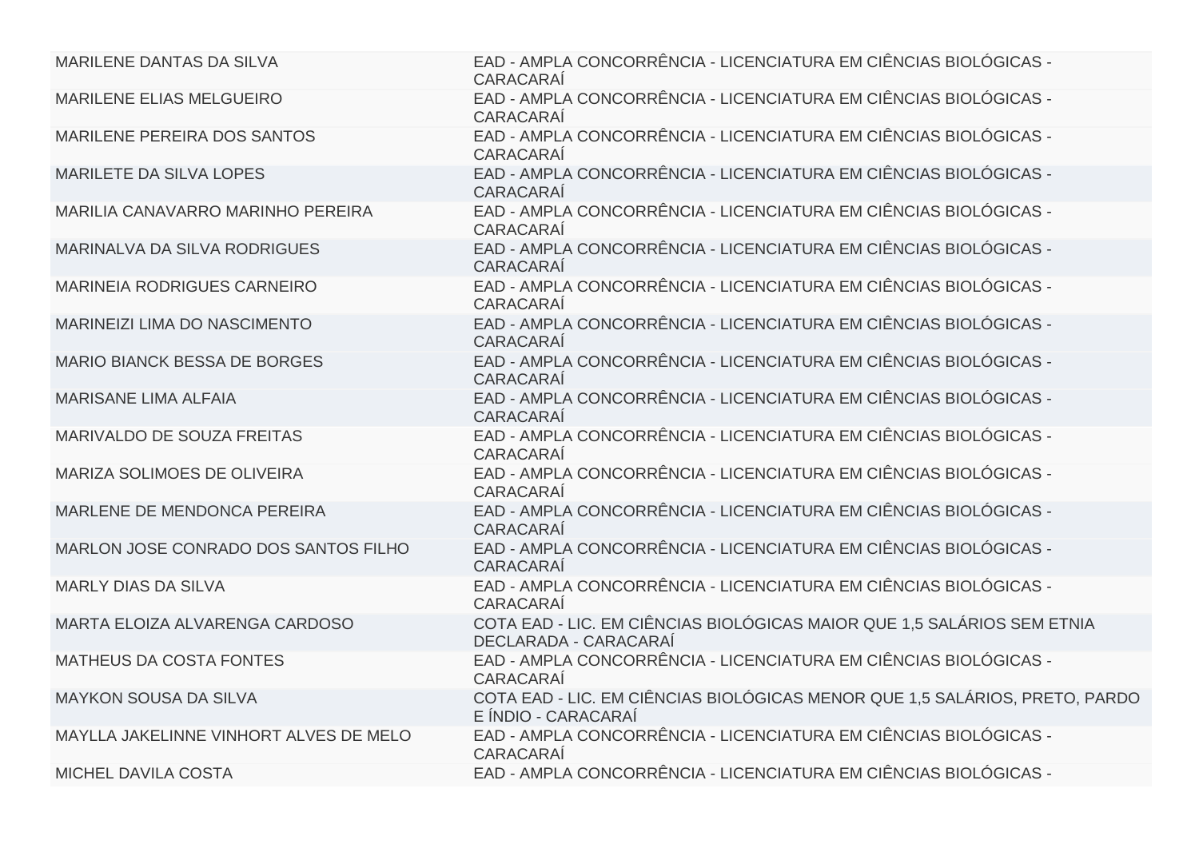| | |
|---|---|
| MARILENE DANTAS DA SILVA | EAD - AMPLA CONCORRÊNCIA - LICENCIATURA EM CIÊNCIAS BIOLÓGICAS - CARACARAÍ |
| MARILENE ELIAS MELGUEIRO | EAD - AMPLA CONCORRÊNCIA - LICENCIATURA EM CIÊNCIAS BIOLÓGICAS - CARACARAÍ |
| MARILENE PEREIRA DOS SANTOS | EAD - AMPLA CONCORRÊNCIA - LICENCIATURA EM CIÊNCIAS BIOLÓGICAS - CARACARAÍ |
| MARILETE DA SILVA LOPES | EAD - AMPLA CONCORRÊNCIA - LICENCIATURA EM CIÊNCIAS BIOLÓGICAS - CARACARAÍ |
| MARILIA CANAVARRO MARINHO PEREIRA | EAD - AMPLA CONCORRÊNCIA - LICENCIATURA EM CIÊNCIAS BIOLÓGICAS - CARACARAÍ |
| MARINALVA DA SILVA RODRIGUES | EAD - AMPLA CONCORRÊNCIA - LICENCIATURA EM CIÊNCIAS BIOLÓGICAS - CARACARAÍ |
| MARINEIA RODRIGUES CARNEIRO | EAD - AMPLA CONCORRÊNCIA - LICENCIATURA EM CIÊNCIAS BIOLÓGICAS - CARACARAÍ |
| MARINEIZI LIMA DO NASCIMENTO | EAD - AMPLA CONCORRÊNCIA - LICENCIATURA EM CIÊNCIAS BIOLÓGICAS - CARACARAÍ |
| MARIO BIANCK BESSA DE BORGES | EAD - AMPLA CONCORRÊNCIA - LICENCIATURA EM CIÊNCIAS BIOLÓGICAS - CARACARAÍ |
| MARISANE LIMA ALFAIA | EAD - AMPLA CONCORRÊNCIA - LICENCIATURA EM CIÊNCIAS BIOLÓGICAS - CARACARAÍ |
| MARIVALDO DE SOUZA FREITAS | EAD - AMPLA CONCORRÊNCIA - LICENCIATURA EM CIÊNCIAS BIOLÓGICAS - CARACARAÍ |
| MARIZA SOLIMOES DE OLIVEIRA | EAD - AMPLA CONCORRÊNCIA - LICENCIATURA EM CIÊNCIAS BIOLÓGICAS - CARACARAÍ |
| MARLENE DE MENDONCA PEREIRA | EAD - AMPLA CONCORRÊNCIA - LICENCIATURA EM CIÊNCIAS BIOLÓGICAS - CARACARAÍ |
| MARLON JOSE CONRADO DOS SANTOS FILHO | EAD - AMPLA CONCORRÊNCIA - LICENCIATURA EM CIÊNCIAS BIOLÓGICAS - CARACARAÍ |
| MARLY DIAS DA SILVA | EAD - AMPLA CONCORRÊNCIA - LICENCIATURA EM CIÊNCIAS BIOLÓGICAS - CARACARAÍ |
| MARTA ELOIZA ALVARENGA CARDOSO | COTA EAD - LIC. EM CIÊNCIAS BIOLÓGICAS MAIOR QUE 1,5 SALÁRIOS SEM ETNIA DECLARADA - CARACARAÍ |
| MATHEUS DA COSTA FONTES | EAD - AMPLA CONCORRÊNCIA - LICENCIATURA EM CIÊNCIAS BIOLÓGICAS - CARACARAÍ |
| MAYKON SOUSA DA SILVA | COTA EAD - LIC. EM CIÊNCIAS BIOLÓGICAS MENOR QUE 1,5 SALÁRIOS, PRETO, PARDO E ÍNDIO - CARACARAÍ |
| MAYLLA JAKELINNE VINHORT ALVES DE MELO | EAD - AMPLA CONCORRÊNCIA - LICENCIATURA EM CIÊNCIAS BIOLÓGICAS - CARACARAÍ |
| MICHEL DAVILA COSTA | EAD - AMPLA CONCORRÊNCIA - LICENCIATURA EM CIÊNCIAS BIOLÓGICAS - |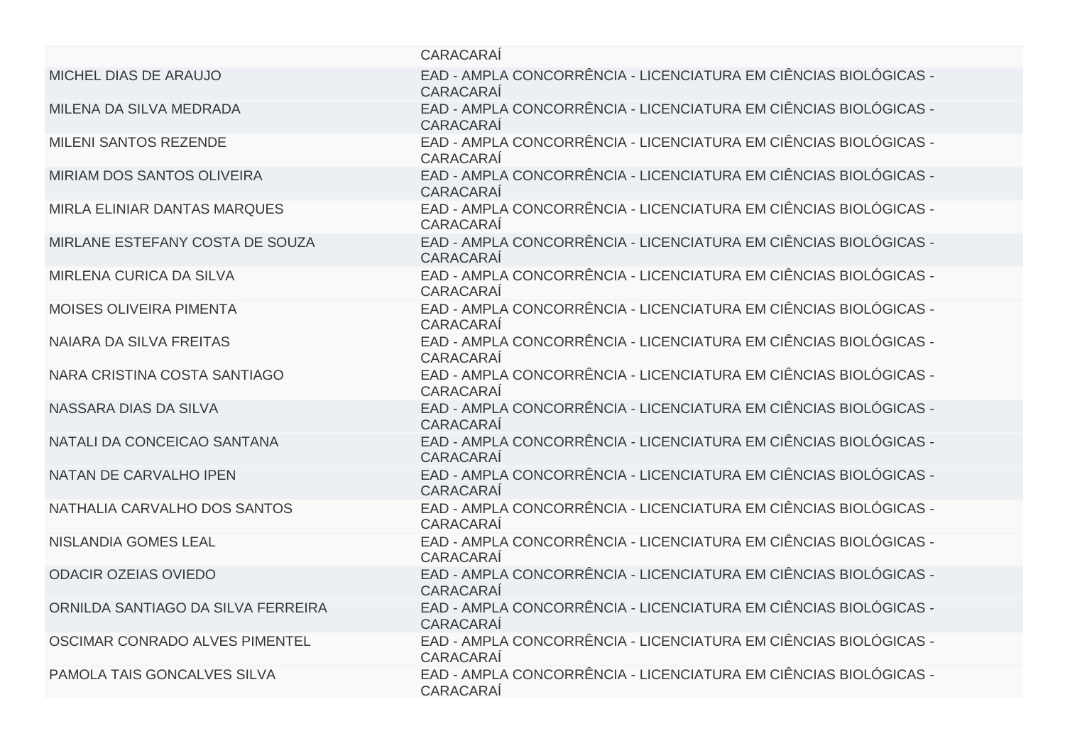| | |
|---|---|
| | CARACARAÍ |
| MICHEL DIAS DE ARAUJO | EAD - AMPLA CONCORRÊNCIA - LICENCIATURA EM CIÊNCIAS BIOLÓGICAS - CARACARAÍ |
| MILENA DA SILVA MEDRADA | EAD - AMPLA CONCORRÊNCIA - LICENCIATURA EM CIÊNCIAS BIOLÓGICAS - CARACARAÍ |
| MILENI SANTOS REZENDE | EAD - AMPLA CONCORRÊNCIA - LICENCIATURA EM CIÊNCIAS BIOLÓGICAS - CARACARAÍ |
| MIRIAM DOS SANTOS OLIVEIRA | EAD - AMPLA CONCORRÊNCIA - LICENCIATURA EM CIÊNCIAS BIOLÓGICAS - CARACARAÍ |
| MIRLA ELINIAR DANTAS MARQUES | EAD - AMPLA CONCORRÊNCIA - LICENCIATURA EM CIÊNCIAS BIOLÓGICAS - CARACARAÍ |
| MIRLANE ESTEFANY COSTA DE SOUZA | EAD - AMPLA CONCORRÊNCIA - LICENCIATURA EM CIÊNCIAS BIOLÓGICAS - CARACARAÍ |
| MIRLENA CURICA DA SILVA | EAD - AMPLA CONCORRÊNCIA - LICENCIATURA EM CIÊNCIAS BIOLÓGICAS - CARACARAÍ |
| MOISES OLIVEIRA PIMENTA | EAD - AMPLA CONCORRÊNCIA - LICENCIATURA EM CIÊNCIAS BIOLÓGICAS - CARACARAÍ |
| NAIARA DA SILVA FREITAS | EAD - AMPLA CONCORRÊNCIA - LICENCIATURA EM CIÊNCIAS BIOLÓGICAS - CARACARAÍ |
| NARA CRISTINA COSTA SANTIAGO | EAD - AMPLA CONCORRÊNCIA - LICENCIATURA EM CIÊNCIAS BIOLÓGICAS - CARACARAÍ |
| NASSARA DIAS DA SILVA | EAD - AMPLA CONCORRÊNCIA - LICENCIATURA EM CIÊNCIAS BIOLÓGICAS - CARACARAÍ |
| NATALI DA CONCEICAO SANTANA | EAD - AMPLA CONCORRÊNCIA - LICENCIATURA EM CIÊNCIAS BIOLÓGICAS - CARACARAÍ |
| NATAN DE CARVALHO IPEN | EAD - AMPLA CONCORRÊNCIA - LICENCIATURA EM CIÊNCIAS BIOLÓGICAS - CARACARAÍ |
| NATHALIA CARVALHO DOS SANTOS | EAD - AMPLA CONCORRÊNCIA - LICENCIATURA EM CIÊNCIAS BIOLÓGICAS - CARACARAÍ |
| NISLANDIA GOMES LEAL | EAD - AMPLA CONCORRÊNCIA - LICENCIATURA EM CIÊNCIAS BIOLÓGICAS - CARACARAÍ |
| ODACIR OZEIAS OVIEDO | EAD - AMPLA CONCORRÊNCIA - LICENCIATURA EM CIÊNCIAS BIOLÓGICAS - CARACARAÍ |
| ORNILDA SANTIAGO DA SILVA FERREIRA | EAD - AMPLA CONCORRÊNCIA - LICENCIATURA EM CIÊNCIAS BIOLÓGICAS - CARACARAÍ |
| OSCIMAR CONRADO ALVES PIMENTEL | EAD - AMPLA CONCORRÊNCIA - LICENCIATURA EM CIÊNCIAS BIOLÓGICAS - CARACARAÍ |
| PAMOLA TAIS GONCALVES SILVA | EAD - AMPLA CONCORRÊNCIA - LICENCIATURA EM CIÊNCIAS BIOLÓGICAS - CARACARAÍ |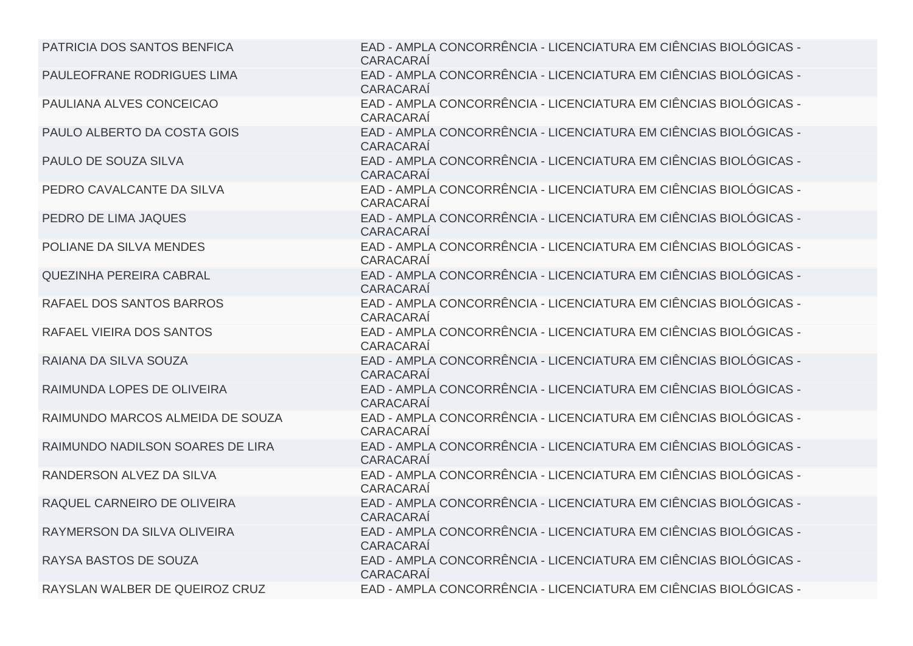| | |
|---|---|
| PATRICIA DOS SANTOS BENFICA | EAD - AMPLA CONCORRÊNCIA - LICENCIATURA EM CIÊNCIAS BIOLÓGICAS - CARACARAÍ |
| PAULEOFRANE RODRIGUES LIMA | EAD - AMPLA CONCORRÊNCIA - LICENCIATURA EM CIÊNCIAS BIOLÓGICAS - CARACARAÍ |
| PAULIANA ALVES CONCEICAO | EAD - AMPLA CONCORRÊNCIA - LICENCIATURA EM CIÊNCIAS BIOLÓGICAS - CARACARAÍ |
| PAULO ALBERTO DA COSTA GOIS | EAD - AMPLA CONCORRÊNCIA - LICENCIATURA EM CIÊNCIAS BIOLÓGICAS - CARACARAÍ |
| PAULO DE SOUZA SILVA | EAD - AMPLA CONCORRÊNCIA - LICENCIATURA EM CIÊNCIAS BIOLÓGICAS - CARACARAÍ |
| PEDRO CAVALCANTE DA SILVA | EAD - AMPLA CONCORRÊNCIA - LICENCIATURA EM CIÊNCIAS BIOLÓGICAS - CARACARAÍ |
| PEDRO DE LIMA JAQUES | EAD - AMPLA CONCORRÊNCIA - LICENCIATURA EM CIÊNCIAS BIOLÓGICAS - CARACARAÍ |
| POLIANE DA SILVA MENDES | EAD - AMPLA CONCORRÊNCIA - LICENCIATURA EM CIÊNCIAS BIOLÓGICAS - CARACARAÍ |
| QUEZINHA PEREIRA CABRAL | EAD - AMPLA CONCORRÊNCIA - LICENCIATURA EM CIÊNCIAS BIOLÓGICAS - CARACARAÍ |
| RAFAEL DOS SANTOS BARROS | EAD - AMPLA CONCORRÊNCIA - LICENCIATURA EM CIÊNCIAS BIOLÓGICAS - CARACARAÍ |
| RAFAEL VIEIRA DOS SANTOS | EAD - AMPLA CONCORRÊNCIA - LICENCIATURA EM CIÊNCIAS BIOLÓGICAS - CARACARAÍ |
| RAIANA DA SILVA SOUZA | EAD - AMPLA CONCORRÊNCIA - LICENCIATURA EM CIÊNCIAS BIOLÓGICAS - CARACARAÍ |
| RAIMUNDA LOPES DE OLIVEIRA | EAD - AMPLA CONCORRÊNCIA - LICENCIATURA EM CIÊNCIAS BIOLÓGICAS - CARACARAÍ |
| RAIMUNDO MARCOS ALMEIDA DE SOUZA | EAD - AMPLA CONCORRÊNCIA - LICENCIATURA EM CIÊNCIAS BIOLÓGICAS - CARACARAÍ |
| RAIMUNDO NADILSON SOARES DE LIRA | EAD - AMPLA CONCORRÊNCIA - LICENCIATURA EM CIÊNCIAS BIOLÓGICAS - CARACARAÍ |
| RANDERSON ALVEZ DA SILVA | EAD - AMPLA CONCORRÊNCIA - LICENCIATURA EM CIÊNCIAS BIOLÓGICAS - CARACARAÍ |
| RAQUEL CARNEIRO DE OLIVEIRA | EAD - AMPLA CONCORRÊNCIA - LICENCIATURA EM CIÊNCIAS BIOLÓGICAS - CARACARAÍ |
| RAYMERSON DA SILVA OLIVEIRA | EAD - AMPLA CONCORRÊNCIA - LICENCIATURA EM CIÊNCIAS BIOLÓGICAS - CARACARAÍ |
| RAYSA BASTOS DE SOUZA | EAD - AMPLA CONCORRÊNCIA - LICENCIATURA EM CIÊNCIAS BIOLÓGICAS - CARACARAÍ |
| RAYSLAN WALBER DE QUEIROZ CRUZ | EAD - AMPLA CONCORRÊNCIA - LICENCIATURA EM CIÊNCIAS BIOLÓGICAS - |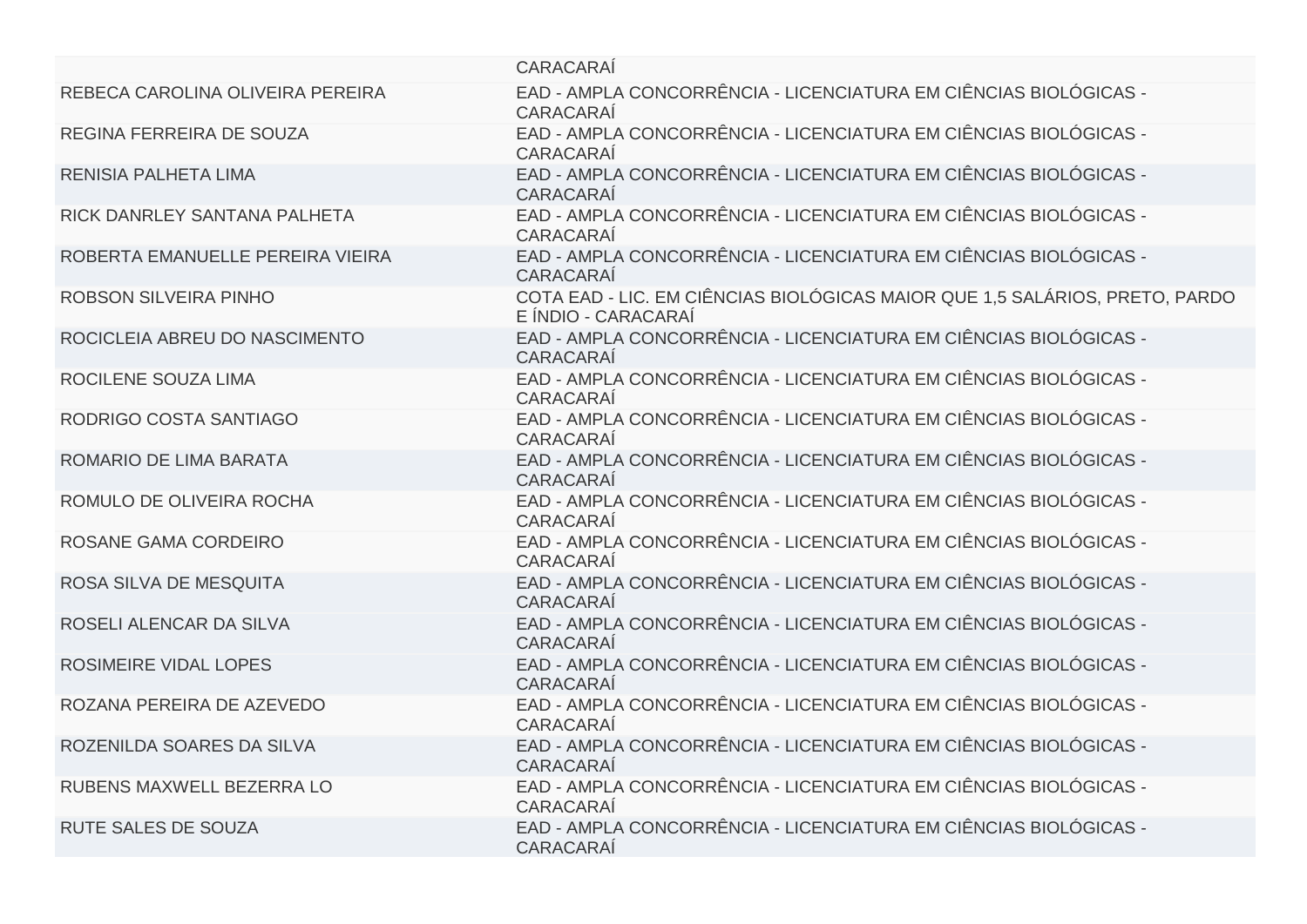| | |
|---|---|
| | CARACARAÍ |
| REBECA CAROLINA OLIVEIRA PEREIRA | EAD - AMPLA CONCORRÊNCIA - LICENCIATURA EM CIÊNCIAS BIOLÓGICAS - CARACARAÍ |
| REGINA FERREIRA DE SOUZA | EAD - AMPLA CONCORRÊNCIA - LICENCIATURA EM CIÊNCIAS BIOLÓGICAS - CARACARAÍ |
| RENISIA PALHETA LIMA | EAD - AMPLA CONCORRÊNCIA - LICENCIATURA EM CIÊNCIAS BIOLÓGICAS - CARACARAÍ |
| RICK DANRLEY SANTANA PALHETA | EAD - AMPLA CONCORRÊNCIA - LICENCIATURA EM CIÊNCIAS BIOLÓGICAS - CARACARAÍ |
| ROBERTA EMANUELLE PEREIRA VIEIRA | EAD - AMPLA CONCORRÊNCIA - LICENCIATURA EM CIÊNCIAS BIOLÓGICAS - CARACARAÍ |
| ROBSON SILVEIRA PINHO | COTA EAD - LIC. EM CIÊNCIAS BIOLÓGICAS MAIOR QUE 1,5 SALÁRIOS, PRETO, PARDO E ÍNDIO - CARACARAÍ |
| ROCICLEIA ABREU DO NASCIMENTO | EAD - AMPLA CONCORRÊNCIA - LICENCIATURA EM CIÊNCIAS BIOLÓGICAS - CARACARAÍ |
| ROCILENE SOUZA LIMA | EAD - AMPLA CONCORRÊNCIA - LICENCIATURA EM CIÊNCIAS BIOLÓGICAS - CARACARAÍ |
| RODRIGO COSTA SANTIAGO | EAD - AMPLA CONCORRÊNCIA - LICENCIATURA EM CIÊNCIAS BIOLÓGICAS - CARACARAÍ |
| ROMARIO DE LIMA BARATA | EAD - AMPLA CONCORRÊNCIA - LICENCIATURA EM CIÊNCIAS BIOLÓGICAS - CARACARAÍ |
| ROMULO DE OLIVEIRA ROCHA | EAD - AMPLA CONCORRÊNCIA - LICENCIATURA EM CIÊNCIAS BIOLÓGICAS - CARACARAÍ |
| ROSANE GAMA CORDEIRO | EAD - AMPLA CONCORRÊNCIA - LICENCIATURA EM CIÊNCIAS BIOLÓGICAS - CARACARAÍ |
| ROSA SILVA DE MESQUITA | EAD - AMPLA CONCORRÊNCIA - LICENCIATURA EM CIÊNCIAS BIOLÓGICAS - CARACARAÍ |
| ROSELI ALENCAR DA SILVA | EAD - AMPLA CONCORRÊNCIA - LICENCIATURA EM CIÊNCIAS BIOLÓGICAS - CARACARAÍ |
| ROSIMEIRE VIDAL LOPES | EAD - AMPLA CONCORRÊNCIA - LICENCIATURA EM CIÊNCIAS BIOLÓGICAS - CARACARAÍ |
| ROZANA PEREIRA DE AZEVEDO | EAD - AMPLA CONCORRÊNCIA - LICENCIATURA EM CIÊNCIAS BIOLÓGICAS - CARACARAÍ |
| ROZENILDA SOARES DA SILVA | EAD - AMPLA CONCORRÊNCIA - LICENCIATURA EM CIÊNCIAS BIOLÓGICAS - CARACARAÍ |
| RUBENS MAXWELL BEZERRA LO | EAD - AMPLA CONCORRÊNCIA - LICENCIATURA EM CIÊNCIAS BIOLÓGICAS - CARACARAÍ |
| RUTE SALES DE SOUZA | EAD - AMPLA CONCORRÊNCIA - LICENCIATURA EM CIÊNCIAS BIOLÓGICAS - CARACARAÍ |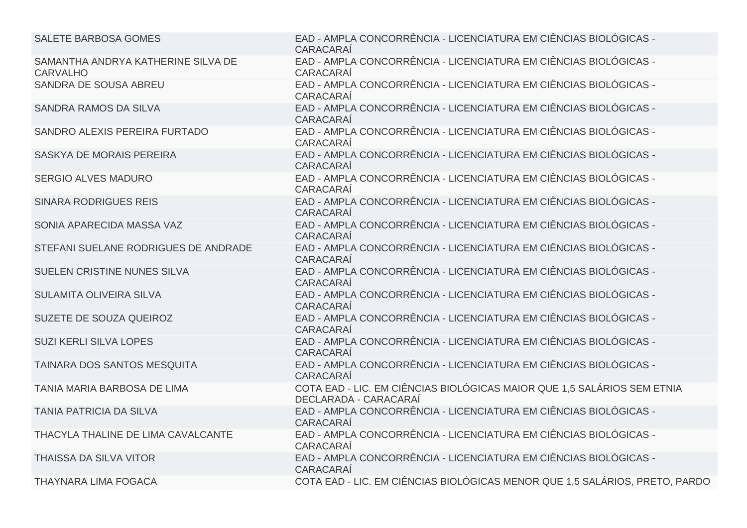| | |
|---|---|
| SALETE BARBOSA GOMES | EAD - AMPLA CONCORRÊNCIA - LICENCIATURA EM CIÊNCIAS BIOLÓGICAS - CARACARAÍ |
| SAMANTHA ANDRYA KATHERINE SILVA DE CARVALHO | EAD - AMPLA CONCORRÊNCIA - LICENCIATURA EM CIÊNCIAS BIOLÓGICAS - CARACARAÍ |
| SANDRA DE SOUSA ABREU | EAD - AMPLA CONCORRÊNCIA - LICENCIATURA EM CIÊNCIAS BIOLÓGICAS - CARACARAÍ |
| SANDRA RAMOS DA SILVA | EAD - AMPLA CONCORRÊNCIA - LICENCIATURA EM CIÊNCIAS BIOLÓGICAS - CARACARAÍ |
| SANDRO ALEXIS PEREIRA FURTADO | EAD - AMPLA CONCORRÊNCIA - LICENCIATURA EM CIÊNCIAS BIOLÓGICAS - CARACARAÍ |
| SASKYA DE MORAIS PEREIRA | EAD - AMPLA CONCORRÊNCIA - LICENCIATURA EM CIÊNCIAS BIOLÓGICAS - CARACARAÍ |
| SERGIO ALVES MADURO | EAD - AMPLA CONCORRÊNCIA - LICENCIATURA EM CIÊNCIAS BIOLÓGICAS - CARACARAÍ |
| SINARA RODRIGUES REIS | EAD - AMPLA CONCORRÊNCIA - LICENCIATURA EM CIÊNCIAS BIOLÓGICAS - CARACARAÍ |
| SONIA APARECIDA MASSA VAZ | EAD - AMPLA CONCORRÊNCIA - LICENCIATURA EM CIÊNCIAS BIOLÓGICAS - CARACARAÍ |
| STEFANI SUELANE RODRIGUES DE ANDRADE | EAD - AMPLA CONCORRÊNCIA - LICENCIATURA EM CIÊNCIAS BIOLÓGICAS - CARACARAÍ |
| SUELEN CRISTINE NUNES SILVA | EAD - AMPLA CONCORRÊNCIA - LICENCIATURA EM CIÊNCIAS BIOLÓGICAS - CARACARAÍ |
| SULAMITA OLIVEIRA SILVA | EAD - AMPLA CONCORRÊNCIA - LICENCIATURA EM CIÊNCIAS BIOLÓGICAS - CARACARAÍ |
| SUZETE DE SOUZA QUEIROZ | EAD - AMPLA CONCORRÊNCIA - LICENCIATURA EM CIÊNCIAS BIOLÓGICAS - CARACARAÍ |
| SUZI KERLI SILVA LOPES | EAD - AMPLA CONCORRÊNCIA - LICENCIATURA EM CIÊNCIAS BIOLÓGICAS - CARACARAÍ |
| TAINARA DOS SANTOS MESQUITA | EAD - AMPLA CONCORRÊNCIA - LICENCIATURA EM CIÊNCIAS BIOLÓGICAS - CARACARAÍ |
| TANIA MARIA BARBOSA DE LIMA | COTA EAD - LIC. EM CIÊNCIAS BIOLÓGICAS MAIOR QUE 1,5 SALÁRIOS SEM ETNIA DECLARADA - CARACARAÍ |
| TANIA PATRICIA DA SILVA | EAD - AMPLA CONCORRÊNCIA - LICENCIATURA EM CIÊNCIAS BIOLÓGICAS - CARACARAÍ |
| THACYLA THALINE DE LIMA CAVALCANTE | EAD - AMPLA CONCORRÊNCIA - LICENCIATURA EM CIÊNCIAS BIOLÓGICAS - CARACARAÍ |
| THAISSA DA SILVA VITOR | EAD - AMPLA CONCORRÊNCIA - LICENCIATURA EM CIÊNCIAS BIOLÓGICAS - CARACARAÍ |
| THAYNARA LIMA FOGACA | COTA EAD - LIC. EM CIÊNCIAS BIOLÓGICAS MENOR QUE 1,5 SALÁRIOS, PRETO, PARDO |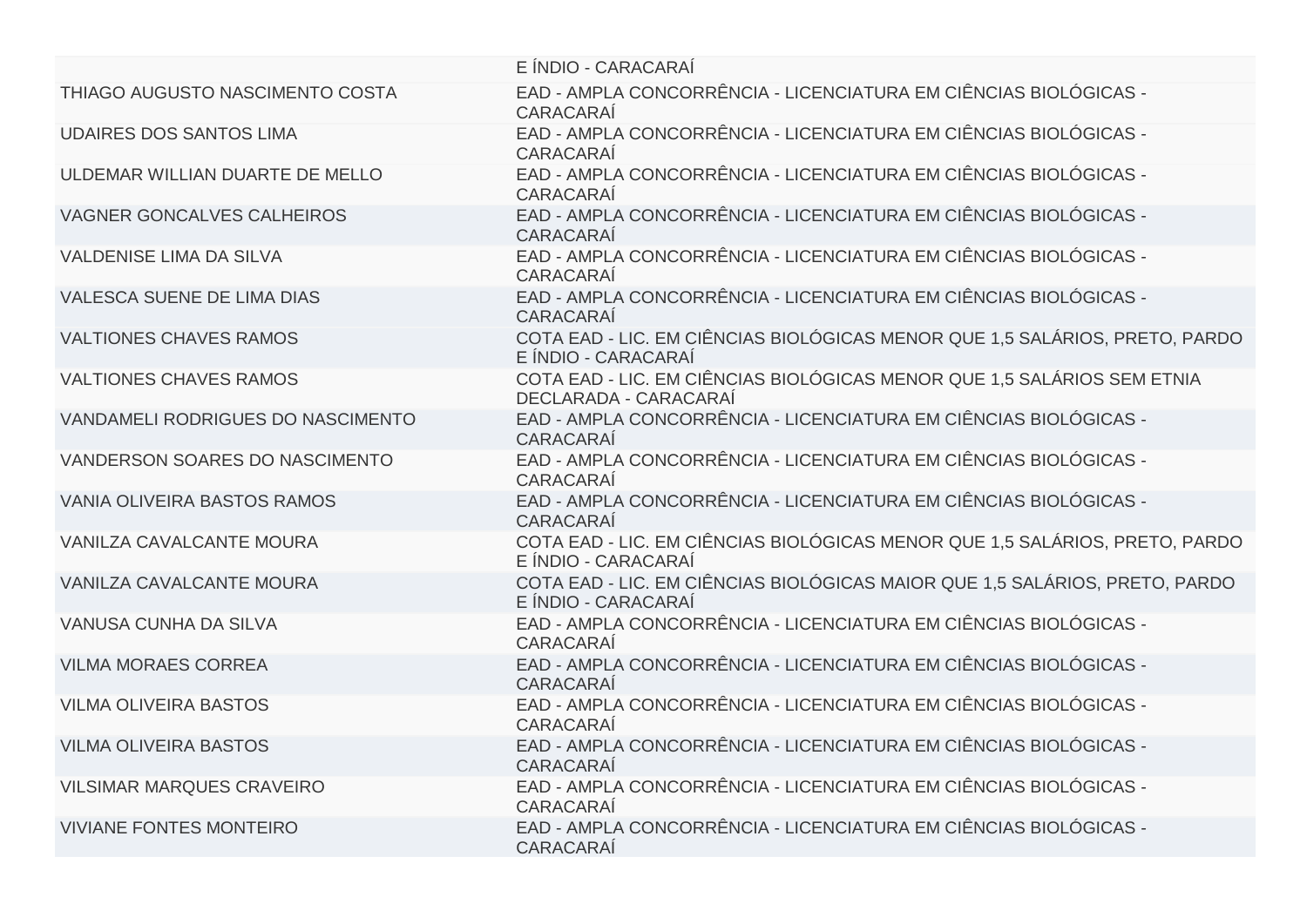| | |
|---|---|
| | E ÍNDIO - CARACARAÍ |
| THIAGO AUGUSTO NASCIMENTO COSTA | EAD - AMPLA CONCORRÊNCIA - LICENCIATURA EM CIÊNCIAS BIOLÓGICAS - CARACARAÍ |
| UDAIRES DOS SANTOS LIMA | EAD - AMPLA CONCORRÊNCIA - LICENCIATURA EM CIÊNCIAS BIOLÓGICAS - CARACARAÍ |
| ULDEMAR WILLIAN DUARTE DE MELLO | EAD - AMPLA CONCORRÊNCIA - LICENCIATURA EM CIÊNCIAS BIOLÓGICAS - CARACARAÍ |
| VAGNER GONCALVES CALHEIROS | EAD - AMPLA CONCORRÊNCIA - LICENCIATURA EM CIÊNCIAS BIOLÓGICAS - CARACARAÍ |
| VALDENISE LIMA DA SILVA | EAD - AMPLA CONCORRÊNCIA - LICENCIATURA EM CIÊNCIAS BIOLÓGICAS - CARACARAÍ |
| VALESCA SUENE DE LIMA DIAS | EAD - AMPLA CONCORRÊNCIA - LICENCIATURA EM CIÊNCIAS BIOLÓGICAS - CARACARAÍ |
| VALTIONES CHAVES RAMOS | COTA EAD - LIC. EM CIÊNCIAS BIOLÓGICAS MENOR QUE 1,5 SALÁRIOS, PRETO, PARDO E ÍNDIO - CARACARAÍ |
| VALTIONES CHAVES RAMOS | COTA EAD - LIC. EM CIÊNCIAS BIOLÓGICAS MENOR QUE 1,5 SALÁRIOS SEM ETNIA DECLARADA - CARACARAÍ |
| VANDAMELI RODRIGUES DO NASCIMENTO | EAD - AMPLA CONCORRÊNCIA - LICENCIATURA EM CIÊNCIAS BIOLÓGICAS - CARACARAÍ |
| VANDERSON SOARES DO NASCIMENTO | EAD - AMPLA CONCORRÊNCIA - LICENCIATURA EM CIÊNCIAS BIOLÓGICAS - CARACARAÍ |
| VANIA OLIVEIRA BASTOS RAMOS | EAD - AMPLA CONCORRÊNCIA - LICENCIATURA EM CIÊNCIAS BIOLÓGICAS - CARACARAÍ |
| VANILZA CAVALCANTE MOURA | COTA EAD - LIC. EM CIÊNCIAS BIOLÓGICAS MENOR QUE 1,5 SALÁRIOS, PRETO, PARDO E ÍNDIO - CARACARAÍ |
| VANILZA CAVALCANTE MOURA | COTA EAD - LIC. EM CIÊNCIAS BIOLÓGICAS MAIOR QUE 1,5 SALÁRIOS, PRETO, PARDO E ÍNDIO - CARACARAÍ |
| VANUSA CUNHA DA SILVA | EAD - AMPLA CONCORRÊNCIA - LICENCIATURA EM CIÊNCIAS BIOLÓGICAS - CARACARAÍ |
| VILMA MORAES CORREA | EAD - AMPLA CONCORRÊNCIA - LICENCIATURA EM CIÊNCIAS BIOLÓGICAS - CARACARAÍ |
| VILMA OLIVEIRA BASTOS | EAD - AMPLA CONCORRÊNCIA - LICENCIATURA EM CIÊNCIAS BIOLÓGICAS - CARACARAÍ |
| VILMA OLIVEIRA BASTOS | EAD - AMPLA CONCORRÊNCIA - LICENCIATURA EM CIÊNCIAS BIOLÓGICAS - CARACARAÍ |
| VILSIMAR MARQUES CRAVEIRO | EAD - AMPLA CONCORRÊNCIA - LICENCIATURA EM CIÊNCIAS BIOLÓGICAS - CARACARAÍ |
| VIVIANE FONTES MONTEIRO | EAD - AMPLA CONCORRÊNCIA - LICENCIATURA EM CIÊNCIAS BIOLÓGICAS - CARACARAÍ |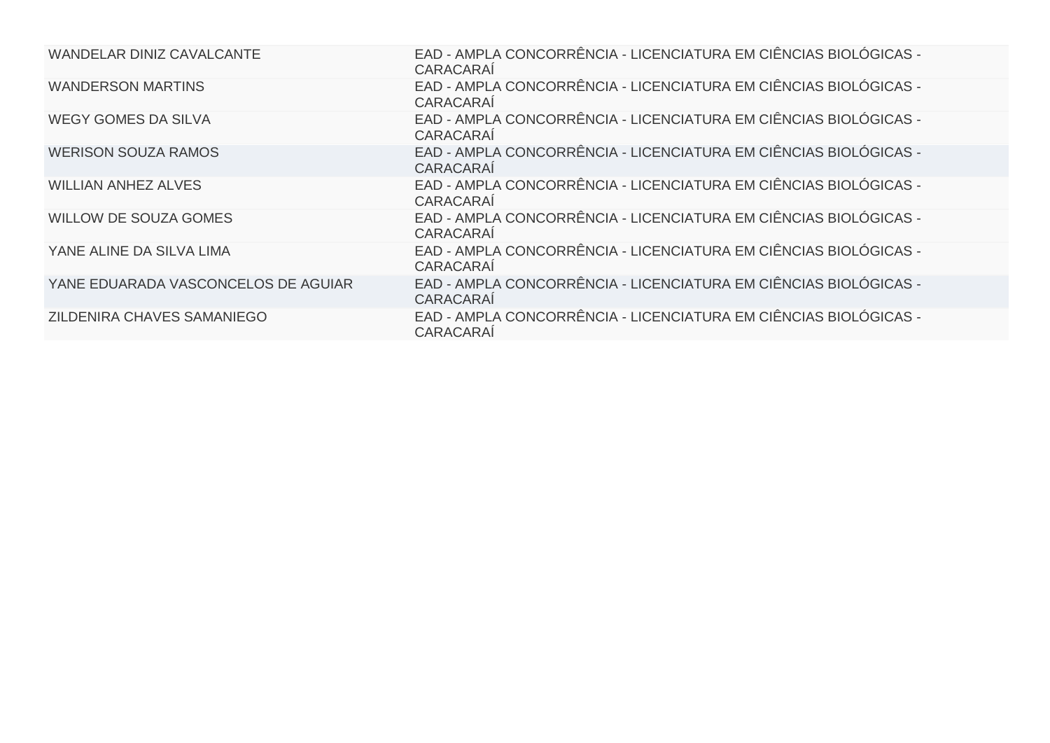| | |
|---|---|
| WANDELAR DINIZ CAVALCANTE | EAD - AMPLA CONCORRÊNCIA - LICENCIATURA EM CIÊNCIAS BIOLÓGICAS - CARACARAÍ |
| WANDERSON MARTINS | EAD - AMPLA CONCORRÊNCIA - LICENCIATURA EM CIÊNCIAS BIOLÓGICAS - CARACARAÍ |
| WEGY GOMES DA SILVA | EAD - AMPLA CONCORRÊNCIA - LICENCIATURA EM CIÊNCIAS BIOLÓGICAS - CARACARAÍ |
| WERISON SOUZA RAMOS | EAD - AMPLA CONCORRÊNCIA - LICENCIATURA EM CIÊNCIAS BIOLÓGICAS - CARACARAÍ |
| WILLIAN ANHEZ ALVES | EAD - AMPLA CONCORRÊNCIA - LICENCIATURA EM CIÊNCIAS BIOLÓGICAS - CARACARAÍ |
| WILLOW DE SOUZA GOMES | EAD - AMPLA CONCORRÊNCIA - LICENCIATURA EM CIÊNCIAS BIOLÓGICAS - CARACARAÍ |
| YANE ALINE DA SILVA LIMA | EAD - AMPLA CONCORRÊNCIA - LICENCIATURA EM CIÊNCIAS BIOLÓGICAS - CARACARAÍ |
| YANE EDUARADA VASCONCELOS DE AGUIAR | EAD - AMPLA CONCORRÊNCIA - LICENCIATURA EM CIÊNCIAS BIOLÓGICAS - CARACARAÍ |
| ZILDENIRA CHAVES SAMANIEGO | EAD - AMPLA CONCORRÊNCIA - LICENCIATURA EM CIÊNCIAS BIOLÓGICAS - CARACARAÍ |